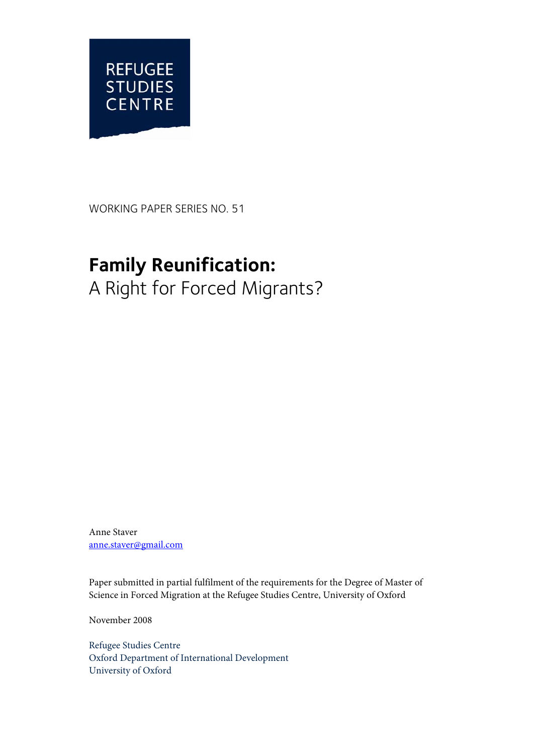REFUGEE STUDIES CENTRE

WORKING PAPER SERIES NO. 51

# Family Reunification:
## A Right for Forced Migrants?

Anne Staver
anne.staver@gmail.com

Paper submitted in partial fulfilment of the requirements for the Degree of Master of Science in Forced Migration at the Refugee Studies Centre, University of Oxford

November 2008

Refugee Studies Centre
Oxford Department of International Development
University of Oxford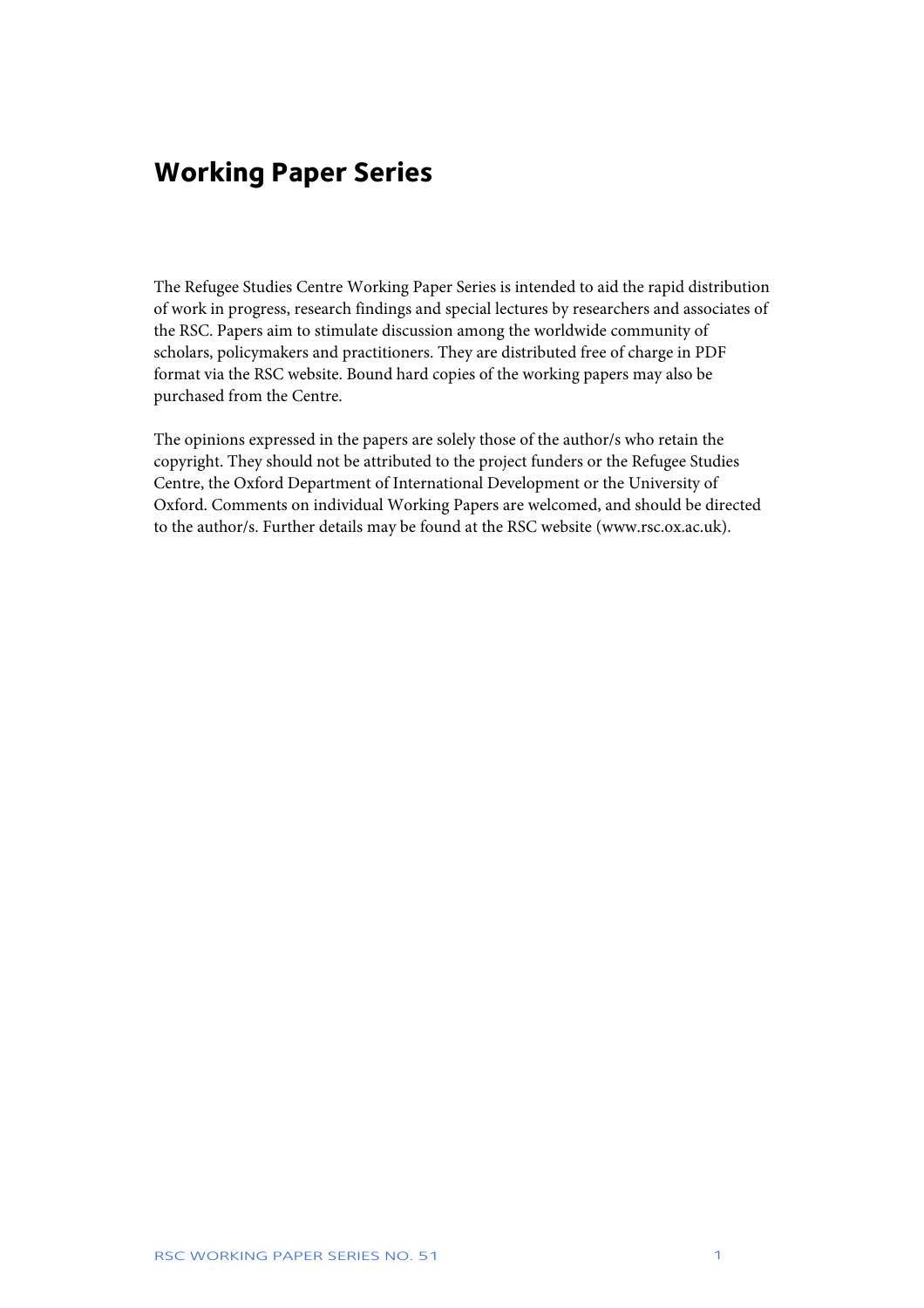## Working Paper Series

The Refugee Studies Centre Working Paper Series is intended to aid the rapid distribution of work in progress, research findings and special lectures by researchers and associates of the RSC. Papers aim to stimulate discussion among the worldwide community of scholars, policymakers and practitioners. They are distributed free of charge in PDF format via the RSC website. Bound hard copies of the working papers may also be purchased from the Centre.

The opinions expressed in the papers are solely those of the author/s who retain the copyright. They should not be attributed to the project funders or the Refugee Studies Centre, the Oxford Department of International Development or the University of Oxford. Comments on individual Working Papers are welcomed, and should be directed to the author/s. Further details may be found at the RSC website (www.rsc.ox.ac.uk).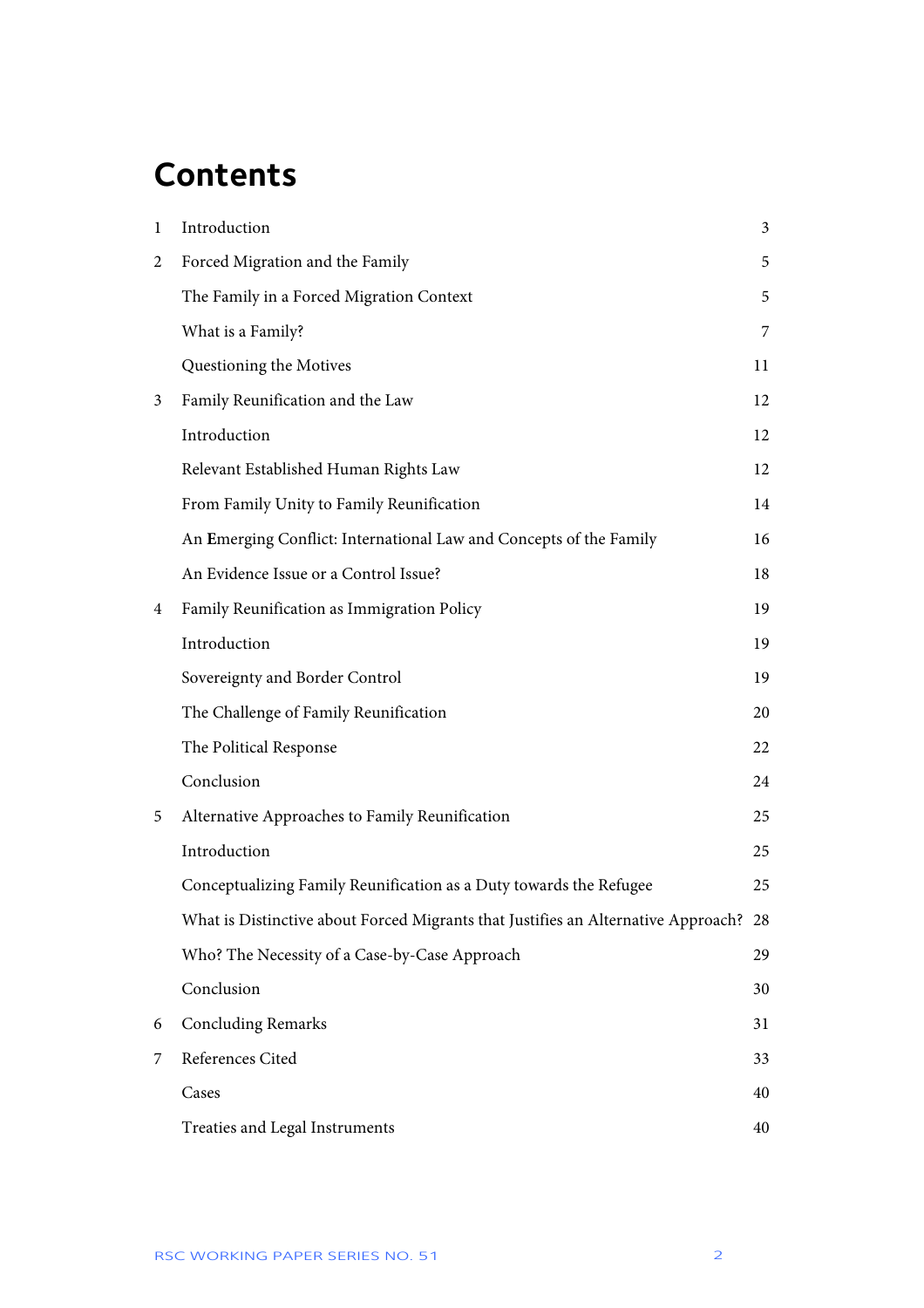# Contents

| | | |
|---|---|---|
| 1 | Introduction | 3 |
| 2 | Forced Migration and the Family | 5 |
| | The Family in a Forced Migration Context | 5 |
| | What is a Family? | 7 |
| | Questioning the Motives | 11 |
| 3 | Family Reunification and the Law | 12 |
| | Introduction | 12 |
| | Relevant Established Human Rights Law | 12 |
| | From Family Unity to Family Reunification | 14 |
| | An Emerging Conflict: International Law and Concepts of the Family | 16 |
| | An Evidence Issue or a Control Issue? | 18 |
| 4 | Family Reunification as Immigration Policy | 19 |
| | Introduction | 19 |
| | Sovereignty and Border Control | 19 |
| | The Challenge of Family Reunification | 20 |
| | The Political Response | 22 |
| | Conclusion | 24 |
| 5 | Alternative Approaches to Family Reunification | 25 |
| | Introduction | 25 |
| | Conceptualizing Family Reunification as a Duty towards the Refugee | 25 |
| | What is Distinctive about Forced Migrants that Justifies an Alternative Approach? | 28 |
| | Who? The Necessity of a Case-by-Case Approach | 29 |
| | Conclusion | 30 |
| 6 | Concluding Remarks | 31 |
| 7 | References Cited | 33 |
| | Cases | 40 |
| | Treaties and Legal Instruments | 40 |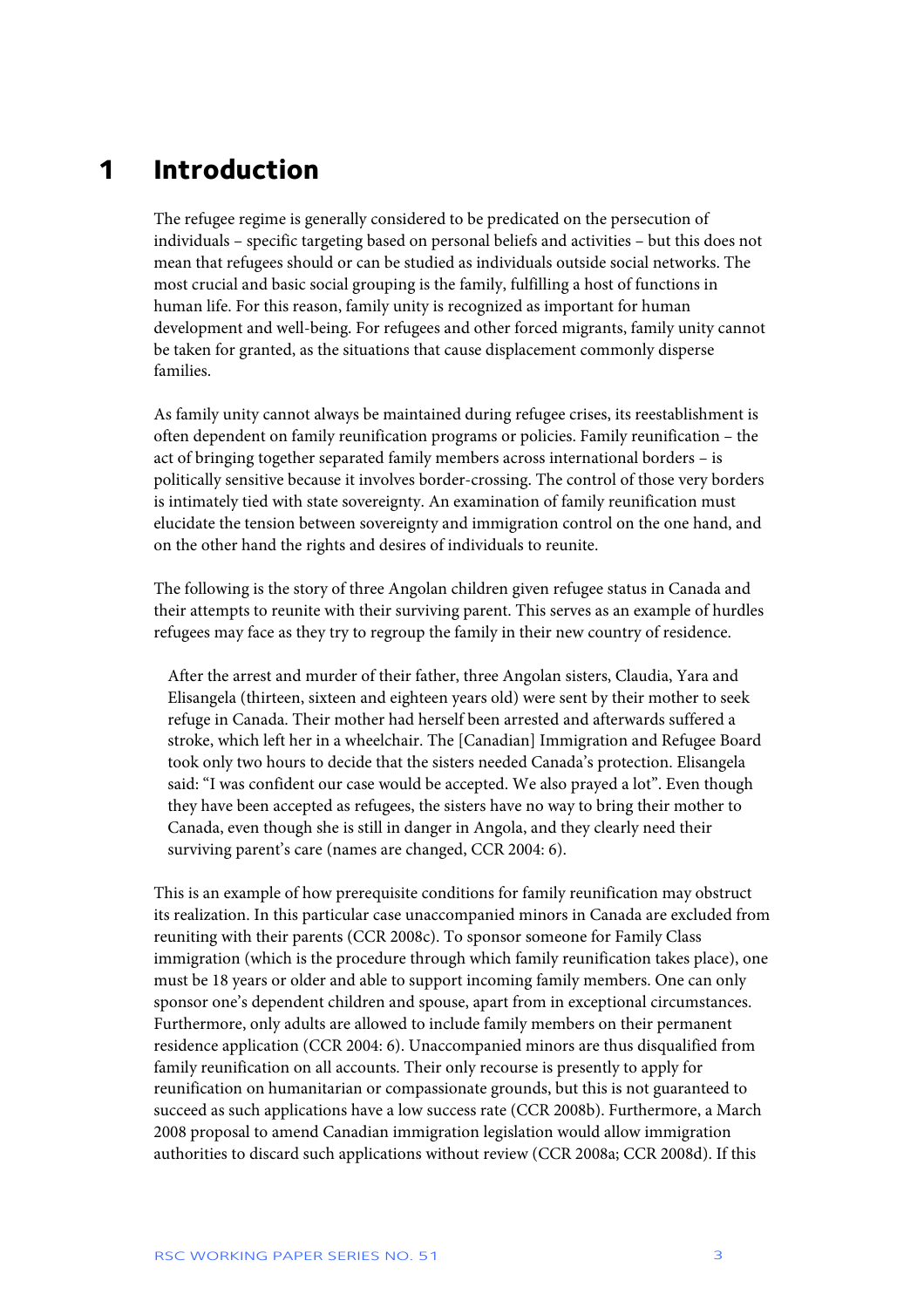# 1 Introduction

The refugee regime is generally considered to be predicated on the persecution of individuals – specific targeting based on personal beliefs and activities – but this does not mean that refugees should or can be studied as individuals outside social networks. The most crucial and basic social grouping is the family, fulfilling a host of functions in human life. For this reason, family unity is recognized as important for human development and well-being. For refugees and other forced migrants, family unity cannot be taken for granted, as the situations that cause displacement commonly disperse families.

As family unity cannot always be maintained during refugee crises, its reestablishment is often dependent on family reunification programs or policies. Family reunification – the act of bringing together separated family members across international borders – is politically sensitive because it involves border-crossing. The control of those very borders is intimately tied with state sovereignty. An examination of family reunification must elucidate the tension between sovereignty and immigration control on the one hand, and on the other hand the rights and desires of individuals to reunite.

The following is the story of three Angolan children given refugee status in Canada and their attempts to reunite with their surviving parent. This serves as an example of hurdles refugees may face as they try to regroup the family in their new country of residence.

> After the arrest and murder of their father, three Angolan sisters, Claudia, Yara and Elisangela (thirteen, sixteen and eighteen years old) were sent by their mother to seek refuge in Canada. Their mother had herself been arrested and afterwards suffered a stroke, which left her in a wheelchair. The [Canadian] Immigration and Refugee Board took only two hours to decide that the sisters needed Canada's protection. Elisangela said: "I was confident our case would be accepted. We also prayed a lot". Even though they have been accepted as refugees, the sisters have no way to bring their mother to Canada, even though she is still in danger in Angola, and they clearly need their surviving parent's care (names are changed, CCR 2004: 6).

This is an example of how prerequisite conditions for family reunification may obstruct its realization. In this particular case unaccompanied minors in Canada are excluded from reuniting with their parents (CCR 2008c). To sponsor someone for Family Class immigration (which is the procedure through which family reunification takes place), one must be 18 years or older and able to support incoming family members. One can only sponsor one's dependent children and spouse, apart from in exceptional circumstances. Furthermore, only adults are allowed to include family members on their permanent residence application (CCR 2004: 6). Unaccompanied minors are thus disqualified from family reunification on all accounts. Their only recourse is presently to apply for reunification on humanitarian or compassionate grounds, but this is not guaranteed to succeed as such applications have a low success rate (CCR 2008b). Furthermore, a March 2008 proposal to amend Canadian immigration legislation would allow immigration authorities to discard such applications without review (CCR 2008a; CCR 2008d). If this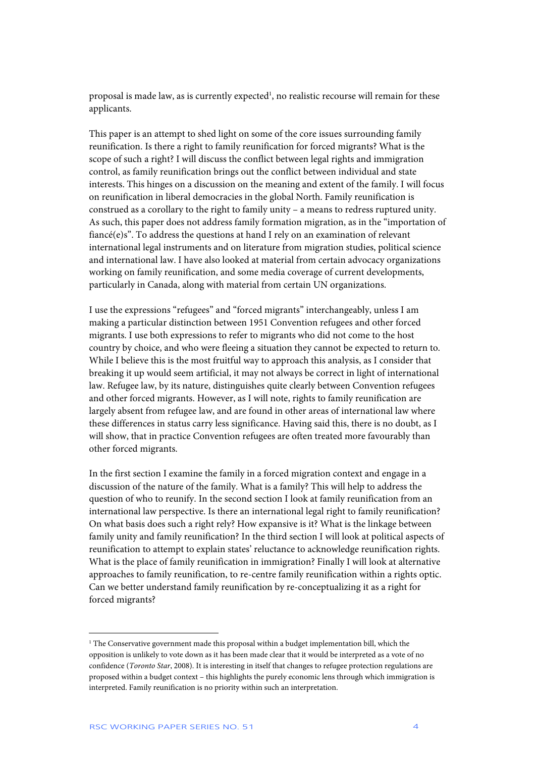proposal is made law, as is currently expected[1], no realistic recourse will remain for these applicants.

This paper is an attempt to shed light on some of the core issues surrounding family reunification. Is there a right to family reunification for forced migrants? What is the scope of such a right? I will discuss the conflict between legal rights and immigration control, as family reunification brings out the conflict between individual and state interests. This hinges on a discussion on the meaning and extent of the family. I will focus on reunification in liberal democracies in the global North. Family reunification is construed as a corollary to the right to family unity – a means to redress ruptured unity. As such, this paper does not address family formation migration, as in the "importation of fiancé(e)s". To address the questions at hand I rely on an examination of relevant international legal instruments and on literature from migration studies, political science and international law. I have also looked at material from certain advocacy organizations working on family reunification, and some media coverage of current developments, particularly in Canada, along with material from certain UN organizations.

I use the expressions "refugees" and "forced migrants" interchangeably, unless I am making a particular distinction between 1951 Convention refugees and other forced migrants. I use both expressions to refer to migrants who did not come to the host country by choice, and who were fleeing a situation they cannot be expected to return to. While I believe this is the most fruitful way to approach this analysis, as I consider that breaking it up would seem artificial, it may not always be correct in light of international law. Refugee law, by its nature, distinguishes quite clearly between Convention refugees and other forced migrants. However, as I will note, rights to family reunification are largely absent from refugee law, and are found in other areas of international law where these differences in status carry less significance. Having said this, there is no doubt, as I will show, that in practice Convention refugees are often treated more favourably than other forced migrants.

In the first section I examine the family in a forced migration context and engage in a discussion of the nature of the family. What is a family? This will help to address the question of who to reunify. In the second section I look at family reunification from an international law perspective. Is there an international legal right to family reunification? On what basis does such a right rely? How expansive is it? What is the linkage between family unity and family reunification? In the third section I will look at political aspects of reunification to attempt to explain states' reluctance to acknowledge reunification rights. What is the place of family reunification in immigration? Finally I will look at alternative approaches to family reunification, to re-centre family reunification within a rights optic. Can we better understand family reunification by re-conceptualizing it as a right for forced migrants?

---

[1] The Conservative government made this proposal within a budget implementation bill, which the opposition is unlikely to vote down as it has been made clear that it would be interpreted as a vote of no confidence (*Toronto Star*, 2008). It is interesting in itself that changes to refugee protection regulations are proposed within a budget context – this highlights the purely economic lens through which immigration is interpreted. Family reunification is no priority within such an interpretation.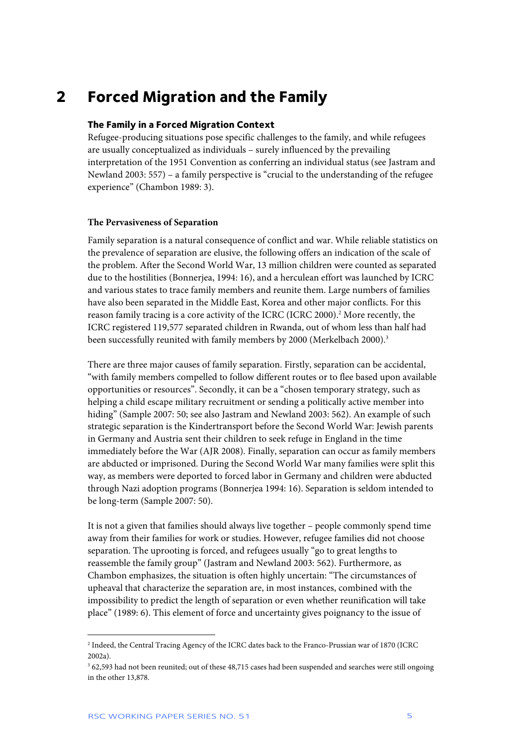# 2 Forced Migration and the Family

### The Family in a Forced Migration Context

Refugee-producing situations pose specific challenges to the family, and while refugees are usually conceptualized as individuals – surely influenced by the prevailing interpretation of the 1951 Convention as conferring an individual status (see Jastram and Newland 2003: 557) – a family perspective is "crucial to the understanding of the refugee experience" (Chambon 1989: 3).

### The Pervasiveness of Separation

Family separation is a natural consequence of conflict and war. While reliable statistics on the prevalence of separation are elusive, the following offers an indication of the scale of the problem. After the Second World War, 13 million children were counted as separated due to the hostilities (Bonnerjea, 1994: 16), and a herculean effort was launched by ICRC and various states to trace family members and reunite them. Large numbers of families have also been separated in the Middle East, Korea and other major conflicts. For this reason family tracing is a core activity of the ICRC (ICRC 2000).[2] More recently, the ICRC registered 119,577 separated children in Rwanda, out of whom less than half had been successfully reunited with family members by 2000 (Merkelbach 2000).[3]

There are three major causes of family separation. Firstly, separation can be accidental, "with family members compelled to follow different routes or to flee based upon available opportunities or resources". Secondly, it can be a "chosen temporary strategy, such as helping a child escape military recruitment or sending a politically active member into hiding" (Sample 2007: 50; see also Jastram and Newland 2003: 562). An example of such strategic separation is the Kindertransport before the Second World War: Jewish parents in Germany and Austria sent their children to seek refuge in England in the time immediately before the War (AJR 2008). Finally, separation can occur as family members are abducted or imprisoned. During the Second World War many families were split this way, as members were deported to forced labor in Germany and children were abducted through Nazi adoption programs (Bonnerjea 1994: 16). Separation is seldom intended to be long-term (Sample 2007: 50).

It is not a given that families should always live together – people commonly spend time away from their families for work or studies. However, refugee families did not choose separation. The uprooting is forced, and refugees usually "go to great lengths to reassemble the family group" (Jastram and Newland 2003: 562). Furthermore, as Chambon emphasizes, the situation is often highly uncertain: "The circumstances of upheaval that characterize the separation are, in most instances, combined with the impossibility to predict the length of separation or even whether reunification will take place" (1989: 6). This element of force and uncertainty gives poignancy to the issue of

---

[2] Indeed, the Central Tracing Agency of the ICRC dates back to the Franco-Prussian war of 1870 (ICRC 2002a).

[3] 62,593 had not been reunited; out of these 48,715 cases had been suspended and searches were still ongoing in the other 13,878.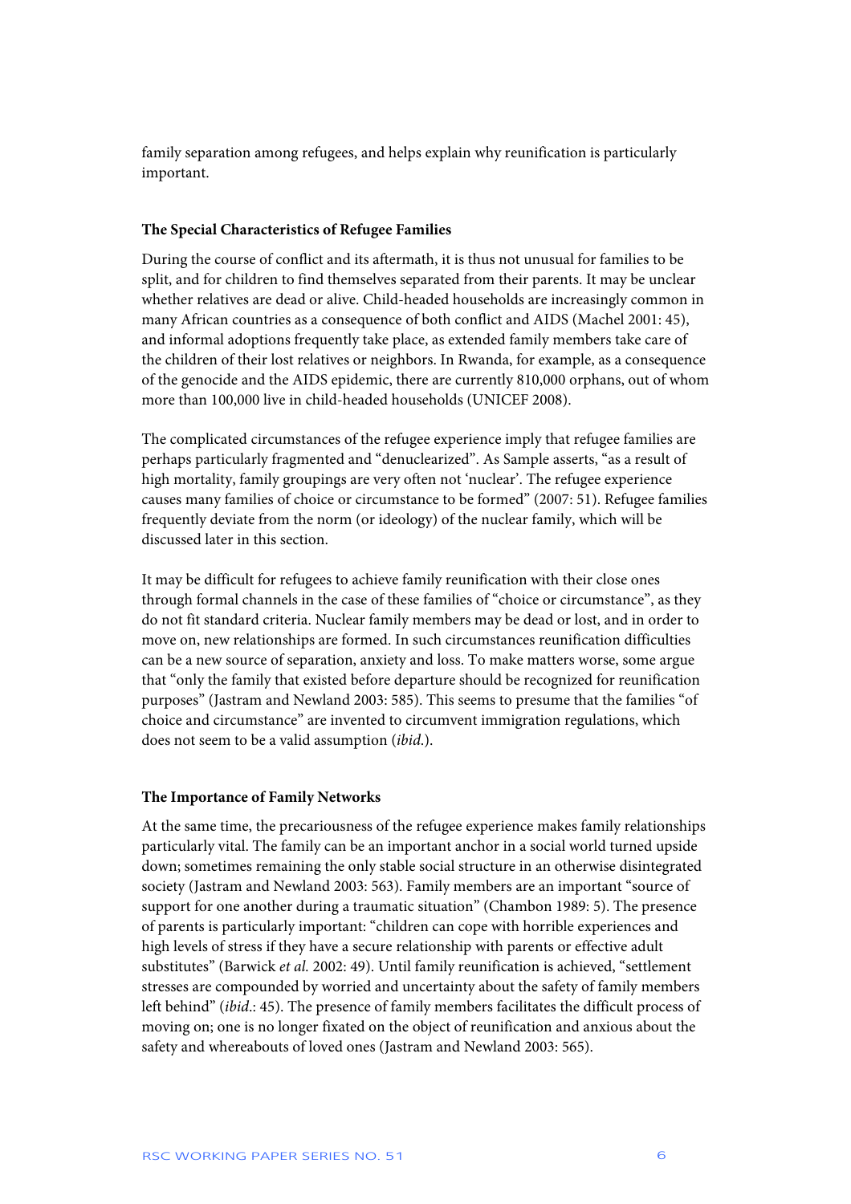family separation among refugees, and helps explain why reunification is particularly important.

### The Special Characteristics of Refugee Families

During the course of conflict and its aftermath, it is thus not unusual for families to be split, and for children to find themselves separated from their parents. It may be unclear whether relatives are dead or alive. Child-headed households are increasingly common in many African countries as a consequence of both conflict and AIDS (Machel 2001: 45), and informal adoptions frequently take place, as extended family members take care of the children of their lost relatives or neighbors. In Rwanda, for example, as a consequence of the genocide and the AIDS epidemic, there are currently 810,000 orphans, out of whom more than 100,000 live in child-headed households (UNICEF 2008).

The complicated circumstances of the refugee experience imply that refugee families are perhaps particularly fragmented and "denuclearized". As Sample asserts, "as a result of high mortality, family groupings are very often not 'nuclear'. The refugee experience causes many families of choice or circumstance to be formed" (2007: 51). Refugee families frequently deviate from the norm (or ideology) of the nuclear family, which will be discussed later in this section.

It may be difficult for refugees to achieve family reunification with their close ones through formal channels in the case of these families of "choice or circumstance", as they do not fit standard criteria. Nuclear family members may be dead or lost, and in order to move on, new relationships are formed. In such circumstances reunification difficulties can be a new source of separation, anxiety and loss. To make matters worse, some argue that "only the family that existed before departure should be recognized for reunification purposes" (Jastram and Newland 2003: 585). This seems to presume that the families "of choice and circumstance" are invented to circumvent immigration regulations, which does not seem to be a valid assumption (*ibid.*).

### The Importance of Family Networks

At the same time, the precariousness of the refugee experience makes family relationships particularly vital. The family can be an important anchor in a social world turned upside down; sometimes remaining the only stable social structure in an otherwise disintegrated society (Jastram and Newland 2003: 563). Family members are an important "source of support for one another during a traumatic situation" (Chambon 1989: 5). The presence of parents is particularly important: "children can cope with horrible experiences and high levels of stress if they have a secure relationship with parents or effective adult substitutes" (Barwick *et al.* 2002: 49). Until family reunification is achieved, "settlement stresses are compounded by worried and uncertainty about the safety of family members left behind" (*ibid.*: 45). The presence of family members facilitates the difficult process of moving on; one is no longer fixated on the object of reunification and anxious about the safety and whereabouts of loved ones (Jastram and Newland 2003: 565).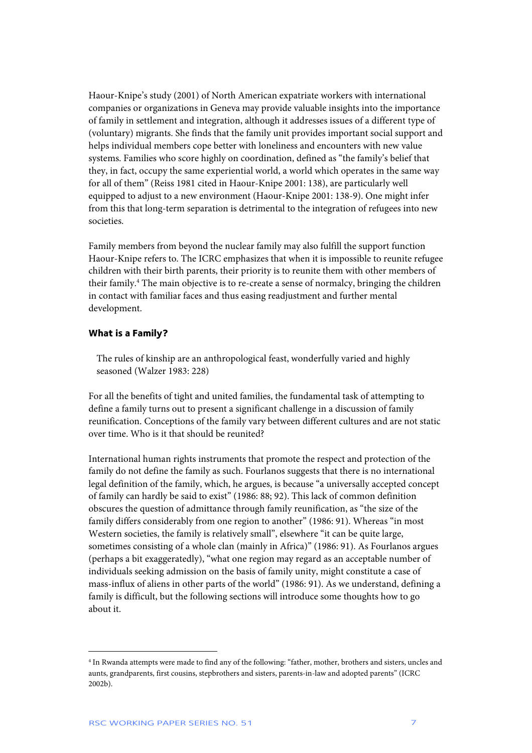Haour-Knipe's study (2001) of North American expatriate workers with international companies or organizations in Geneva may provide valuable insights into the importance of family in settlement and integration, although it addresses issues of a different type of (voluntary) migrants. She finds that the family unit provides important social support and helps individual members cope better with loneliness and encounters with new value systems. Families who score highly on coordination, defined as "the family's belief that they, in fact, occupy the same experiential world, a world which operates in the same way for all of them" (Reiss 1981 cited in Haour-Knipe 2001: 138), are particularly well equipped to adjust to a new environment (Haour-Knipe 2001: 138-9). One might infer from this that long-term separation is detrimental to the integration of refugees into new societies.

Family members from beyond the nuclear family may also fulfill the support function Haour-Knipe refers to. The ICRC emphasizes that when it is impossible to reunite refugee children with their birth parents, their priority is to reunite them with other members of their family.[4] The main objective is to re-create a sense of normalcy, bringing the children in contact with familiar faces and thus easing readjustment and further mental development.

### What is a Family?

> The rules of kinship are an anthropological feast, wonderfully varied and highly seasoned (Walzer 1983: 228)

For all the benefits of tight and united families, the fundamental task of attempting to define a family turns out to present a significant challenge in a discussion of family reunification. Conceptions of the family vary between different cultures and are not static over time. Who is it that should be reunited?

International human rights instruments that promote the respect and protection of the family do not define the family as such. Fourlanos suggests that there is no international legal definition of the family, which, he argues, is because "a universally accepted concept of family can hardly be said to exist" (1986: 88; 92). This lack of common definition obscures the question of admittance through family reunification, as "the size of the family differs considerably from one region to another" (1986: 91). Whereas "in most Western societies, the family is relatively small", elsewhere "it can be quite large, sometimes consisting of a whole clan (mainly in Africa)" (1986: 91). As Fourlanos argues (perhaps a bit exaggeratedly), "what one region may regard as an acceptable number of individuals seeking admission on the basis of family unity, might constitute a case of mass-influx of aliens in other parts of the world" (1986: 91). As we understand, defining a family is difficult, but the following sections will introduce some thoughts how to go about it.

---

[4] In Rwanda attempts were made to find any of the following: "father, mother, brothers and sisters, uncles and aunts, grandparents, first cousins, stepbrothers and sisters, parents-in-law and adopted parents" (ICRC 2002b).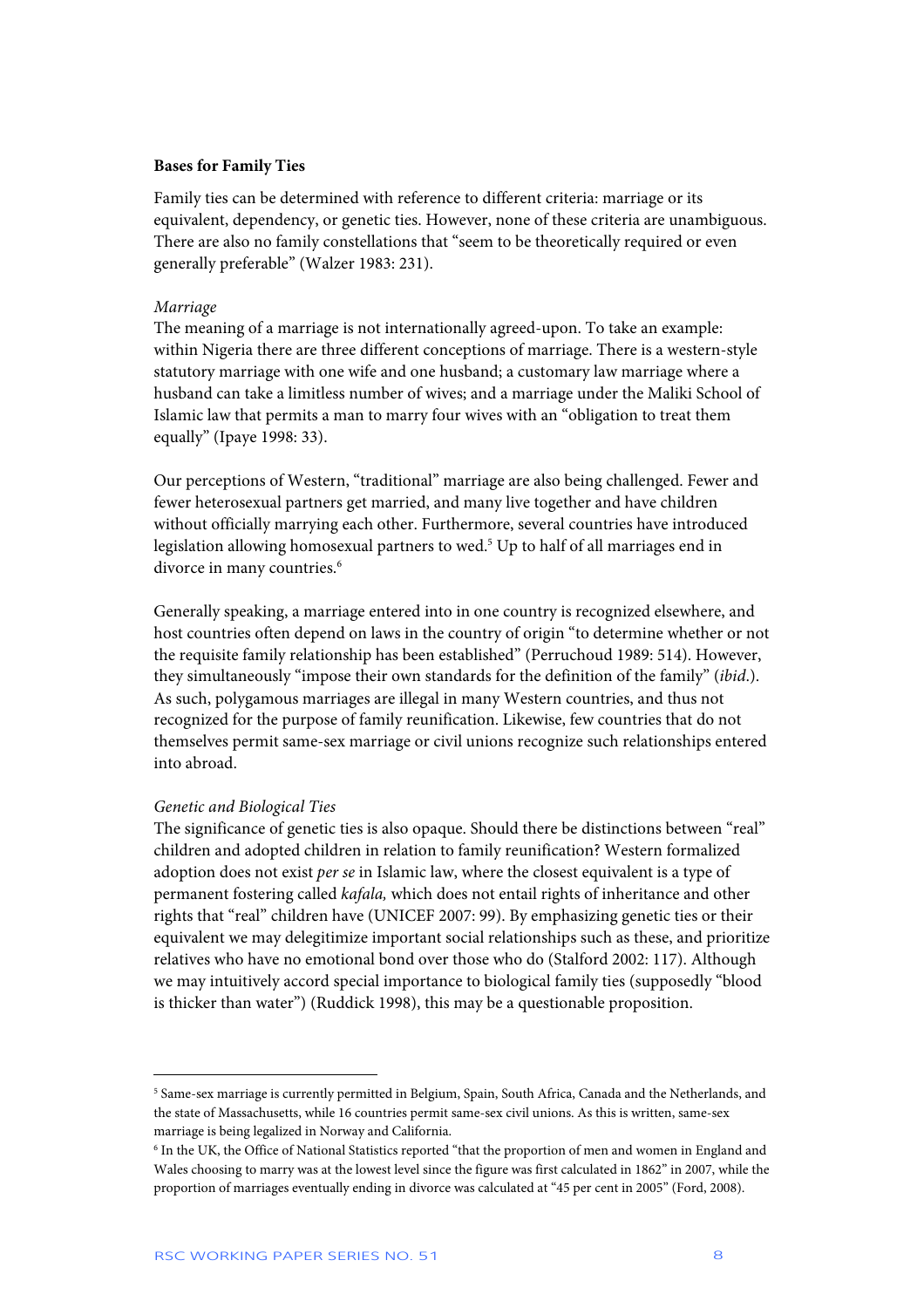**Bases for Family Ties**

Family ties can be determined with reference to different criteria: marriage or its equivalent, dependency, or genetic ties. However, none of these criteria are unambiguous. There are also no family constellations that "seem to be theoretically required or even generally preferable" (Walzer 1983: 231).

*Marriage*

The meaning of a marriage is not internationally agreed-upon. To take an example: within Nigeria there are three different conceptions of marriage. There is a western-style statutory marriage with one wife and one husband; a customary law marriage where a husband can take a limitless number of wives; and a marriage under the Maliki School of Islamic law that permits a man to marry four wives with an "obligation to treat them equally" (Ipaye 1998: 33).

Our perceptions of Western, "traditional" marriage are also being challenged. Fewer and fewer heterosexual partners get married, and many live together and have children without officially marrying each other. Furthermore, several countries have introduced legislation allowing homosexual partners to wed.[5] Up to half of all marriages end in divorce in many countries.[6]

Generally speaking, a marriage entered into in one country is recognized elsewhere, and host countries often depend on laws in the country of origin "to determine whether or not the requisite family relationship has been established" (Perruchoud 1989: 514). However, they simultaneously "impose their own standards for the definition of the family" (*ibid.*). As such, polygamous marriages are illegal in many Western countries, and thus not recognized for the purpose of family reunification. Likewise, few countries that do not themselves permit same-sex marriage or civil unions recognize such relationships entered into abroad.

*Genetic and Biological Ties*

The significance of genetic ties is also opaque. Should there be distinctions between "real" children and adopted children in relation to family reunification? Western formalized adoption does not exist *per se* in Islamic law, where the closest equivalent is a type of permanent fostering called *kafala,* which does not entail rights of inheritance and other rights that "real" children have (UNICEF 2007: 99). By emphasizing genetic ties or their equivalent we may delegitimize important social relationships such as these, and prioritize relatives who have no emotional bond over those who do (Stalford 2002: 117). Although we may intuitively accord special importance to biological family ties (supposedly "blood is thicker than water") (Ruddick 1998), this may be a questionable proposition.

---

[5] Same-sex marriage is currently permitted in Belgium, Spain, South Africa, Canada and the Netherlands, and the state of Massachusetts, while 16 countries permit same-sex civil unions. As this is written, same-sex marriage is being legalized in Norway and California.

[6] In the UK, the Office of National Statistics reported "that the proportion of men and women in England and Wales choosing to marry was at the lowest level since the figure was first calculated in 1862" in 2007, while the proportion of marriages eventually ending in divorce was calculated at "45 per cent in 2005" (Ford, 2008).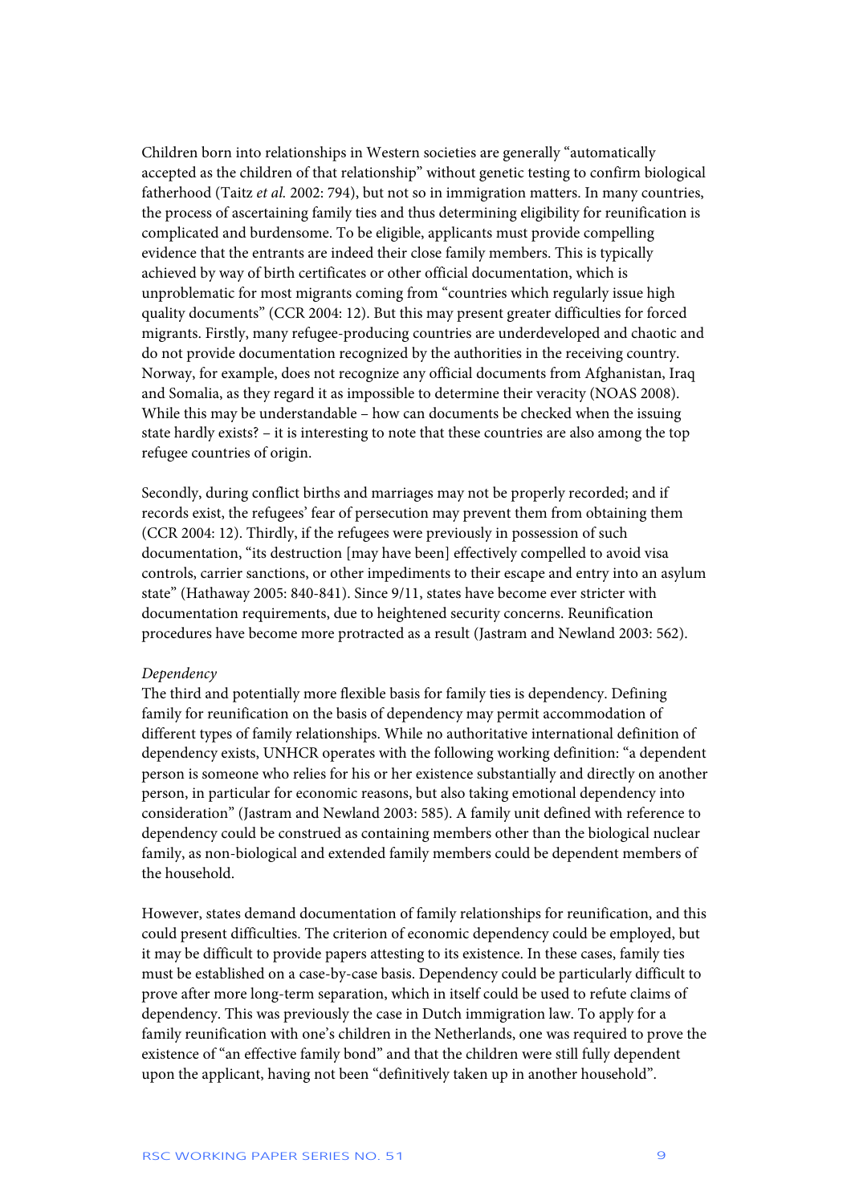Children born into relationships in Western societies are generally "automatically accepted as the children of that relationship" without genetic testing to confirm biological fatherhood (Taitz *et al.* 2002: 794), but not so in immigration matters. In many countries, the process of ascertaining family ties and thus determining eligibility for reunification is complicated and burdensome. To be eligible, applicants must provide compelling evidence that the entrants are indeed their close family members. This is typically achieved by way of birth certificates or other official documentation, which is unproblematic for most migrants coming from "countries which regularly issue high quality documents" (CCR 2004: 12). But this may present greater difficulties for forced migrants. Firstly, many refugee-producing countries are underdeveloped and chaotic and do not provide documentation recognized by the authorities in the receiving country. Norway, for example, does not recognize any official documents from Afghanistan, Iraq and Somalia, as they regard it as impossible to determine their veracity (NOAS 2008). While this may be understandable – how can documents be checked when the issuing state hardly exists? – it is interesting to note that these countries are also among the top refugee countries of origin.

Secondly, during conflict births and marriages may not be properly recorded; and if records exist, the refugees' fear of persecution may prevent them from obtaining them (CCR 2004: 12). Thirdly, if the refugees were previously in possession of such documentation, "its destruction [may have been] effectively compelled to avoid visa controls, carrier sanctions, or other impediments to their escape and entry into an asylum state" (Hathaway 2005: 840-841). Since 9/11, states have become ever stricter with documentation requirements, due to heightened security concerns. Reunification procedures have become more protracted as a result (Jastram and Newland 2003: 562).

*Dependency*

The third and potentially more flexible basis for family ties is dependency. Defining family for reunification on the basis of dependency may permit accommodation of different types of family relationships. While no authoritative international definition of dependency exists, UNHCR operates with the following working definition: "a dependent person is someone who relies for his or her existence substantially and directly on another person, in particular for economic reasons, but also taking emotional dependency into consideration" (Jastram and Newland 2003: 585). A family unit defined with reference to dependency could be construed as containing members other than the biological nuclear family, as non-biological and extended family members could be dependent members of the household.

However, states demand documentation of family relationships for reunification, and this could present difficulties. The criterion of economic dependency could be employed, but it may be difficult to provide papers attesting to its existence. In these cases, family ties must be established on a case-by-case basis. Dependency could be particularly difficult to prove after more long-term separation, which in itself could be used to refute claims of dependency. This was previously the case in Dutch immigration law. To apply for a family reunification with one's children in the Netherlands, one was required to prove the existence of "an effective family bond" and that the children were still fully dependent upon the applicant, having not been "definitively taken up in another household".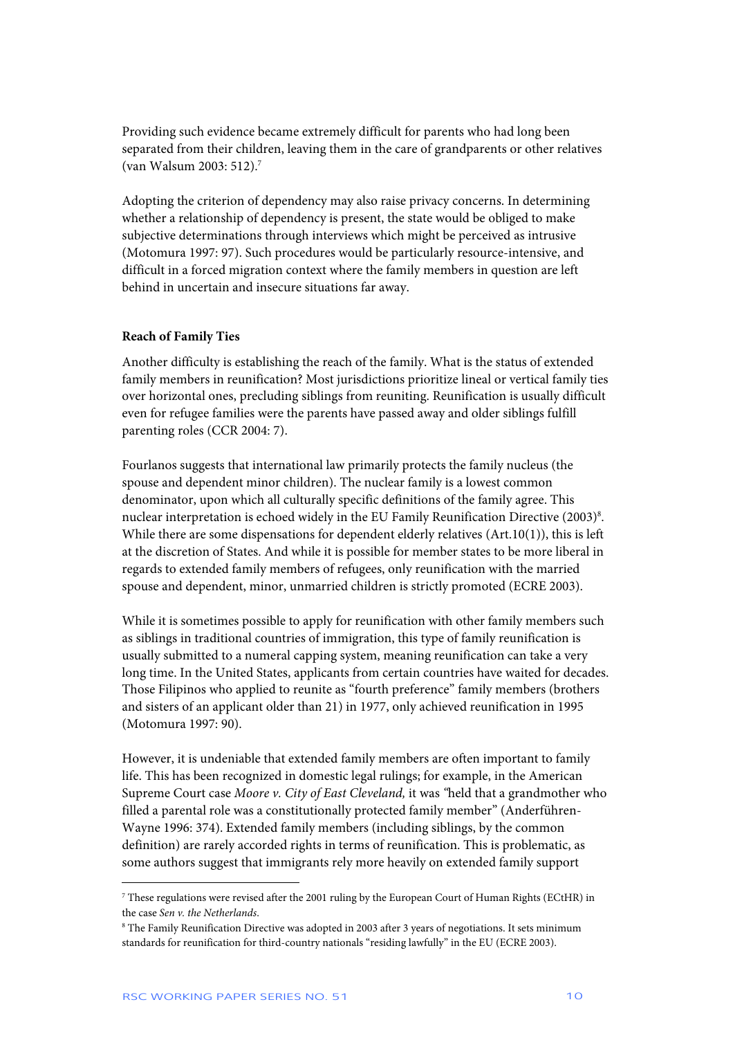Providing such evidence became extremely difficult for parents who had long been separated from their children, leaving them in the care of grandparents or other relatives (van Walsum 2003: 512).[7]

Adopting the criterion of dependency may also raise privacy concerns. In determining whether a relationship of dependency is present, the state would be obliged to make subjective determinations through interviews which might be perceived as intrusive (Motomura 1997: 97). Such procedures would be particularly resource-intensive, and difficult in a forced migration context where the family members in question are left behind in uncertain and insecure situations far away.

**Reach of Family Ties**

Another difficulty is establishing the reach of the family. What is the status of extended family members in reunification? Most jurisdictions prioritize lineal or vertical family ties over horizontal ones, precluding siblings from reuniting. Reunification is usually difficult even for refugee families were the parents have passed away and older siblings fulfill parenting roles (CCR 2004: 7).

Fourlanos suggests that international law primarily protects the family nucleus (the spouse and dependent minor children). The nuclear family is a lowest common denominator, upon which all culturally specific definitions of the family agree. This nuclear interpretation is echoed widely in the EU Family Reunification Directive (2003)[8]. While there are some dispensations for dependent elderly relatives (Art.10(1)), this is left at the discretion of States. And while it is possible for member states to be more liberal in regards to extended family members of refugees, only reunification with the married spouse and dependent, minor, unmarried children is strictly promoted (ECRE 2003).

While it is sometimes possible to apply for reunification with other family members such as siblings in traditional countries of immigration, this type of family reunification is usually submitted to a numeral capping system, meaning reunification can take a very long time. In the United States, applicants from certain countries have waited for decades. Those Filipinos who applied to reunite as "fourth preference" family members (brothers and sisters of an applicant older than 21) in 1977, only achieved reunification in 1995 (Motomura 1997: 90).

However, it is undeniable that extended family members are often important to family life. This has been recognized in domestic legal rulings; for example, in the American Supreme Court case *Moore v. City of East Cleveland,* it was "held that a grandmother who filled a parental role was a constitutionally protected family member" (Anderführen-Wayne 1996: 374). Extended family members (including siblings, by the common definition) are rarely accorded rights in terms of reunification. This is problematic, as some authors suggest that immigrants rely more heavily on extended family support

---

[7] These regulations were revised after the 2001 ruling by the European Court of Human Rights (ECtHR) in the case *Sen v. the Netherlands*.

[8] The Family Reunification Directive was adopted in 2003 after 3 years of negotiations. It sets minimum standards for reunification for third-country nationals "residing lawfully" in the EU (ECRE 2003).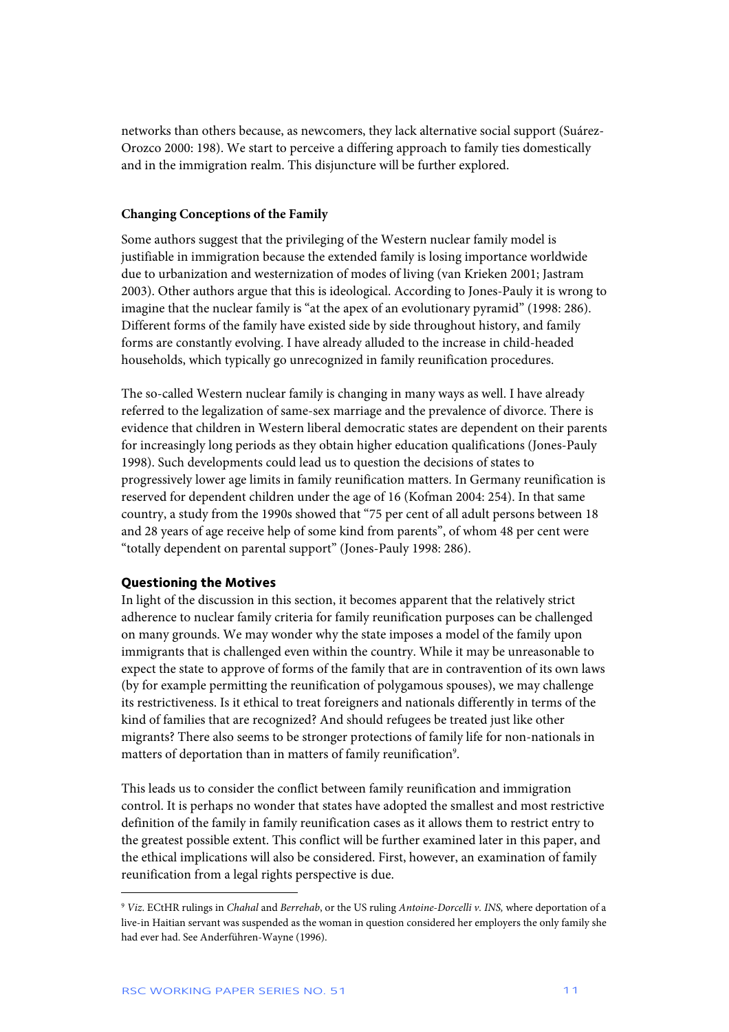networks than others because, as newcomers, they lack alternative social support (Suárez-Orozco 2000: 198). We start to perceive a differing approach to family ties domestically and in the immigration realm. This disjuncture will be further explored.

### Changing Conceptions of the Family

Some authors suggest that the privileging of the Western nuclear family model is justifiable in immigration because the extended family is losing importance worldwide due to urbanization and westernization of modes of living (van Krieken 2001; Jastram 2003). Other authors argue that this is ideological. According to Jones-Pauly it is wrong to imagine that the nuclear family is "at the apex of an evolutionary pyramid" (1998: 286). Different forms of the family have existed side by side throughout history, and family forms are constantly evolving. I have already alluded to the increase in child-headed households, which typically go unrecognized in family reunification procedures.

The so-called Western nuclear family is changing in many ways as well. I have already referred to the legalization of same-sex marriage and the prevalence of divorce. There is evidence that children in Western liberal democratic states are dependent on their parents for increasingly long periods as they obtain higher education qualifications (Jones-Pauly 1998). Such developments could lead us to question the decisions of states to progressively lower age limits in family reunification matters. In Germany reunification is reserved for dependent children under the age of 16 (Kofman 2004: 254). In that same country, a study from the 1990s showed that "75 per cent of all adult persons between 18 and 28 years of age receive help of some kind from parents", of whom 48 per cent were "totally dependent on parental support" (Jones-Pauly 1998: 286).

### Questioning the Motives

In light of the discussion in this section, it becomes apparent that the relatively strict adherence to nuclear family criteria for family reunification purposes can be challenged on many grounds. We may wonder why the state imposes a model of the family upon immigrants that is challenged even within the country. While it may be unreasonable to expect the state to approve of forms of the family that are in contravention of its own laws (by for example permitting the reunification of polygamous spouses), we may challenge its restrictiveness. Is it ethical to treat foreigners and nationals differently in terms of the kind of families that are recognized? And should refugees be treated just like other migrants? There also seems to be stronger protections of family life for non-nationals in matters of deportation than in matters of family reunification[9].

This leads us to consider the conflict between family reunification and immigration control. It is perhaps no wonder that states have adopted the smallest and most restrictive definition of the family in family reunification cases as it allows them to restrict entry to the greatest possible extent. This conflict will be further examined later in this paper, and the ethical implications will also be considered. First, however, an examination of family reunification from a legal rights perspective is due.

---

[9] *Viz.* ECtHR rulings in *Chahal* and *Berrehab*, or the US ruling *Antoine-Dorcelli v. INS,* where deportation of a live-in Haitian servant was suspended as the woman in question considered her employers the only family she had ever had. See Anderführen-Wayne (1996).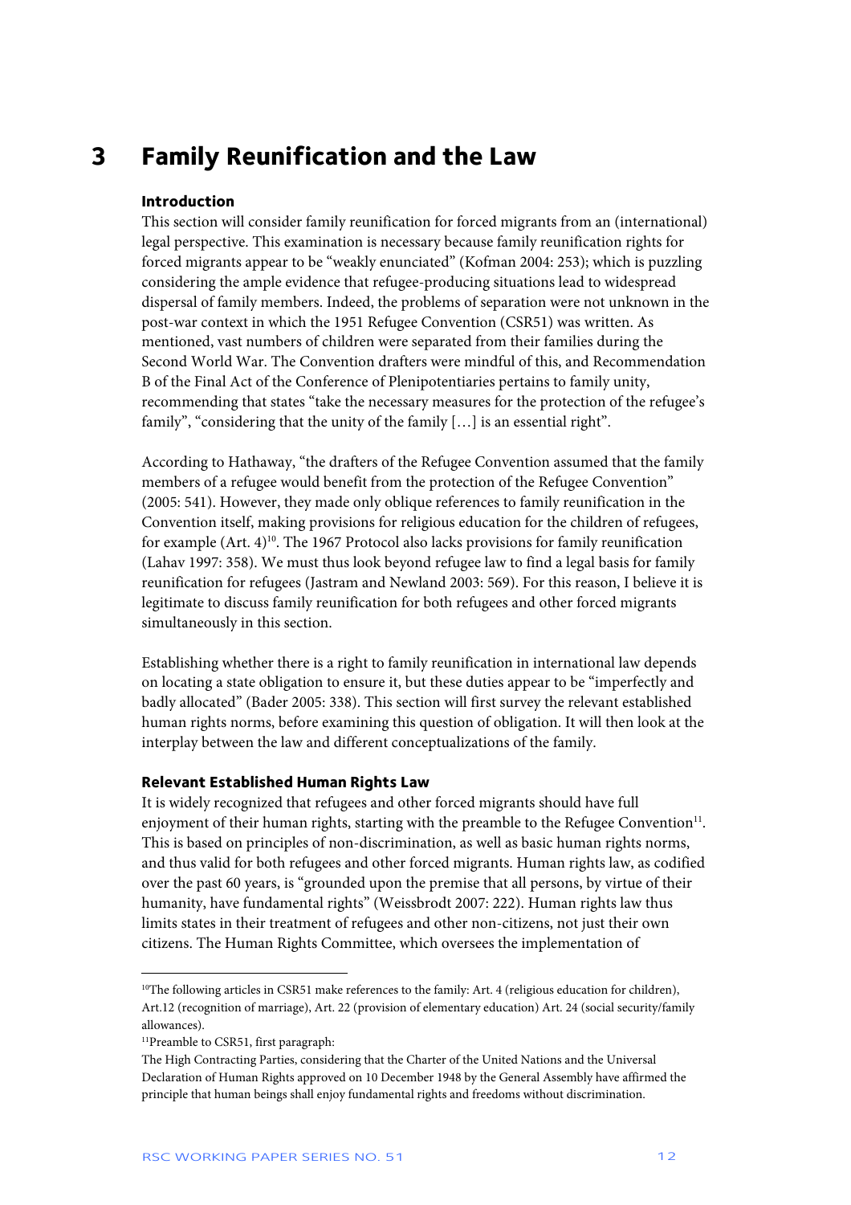# 3 Family Reunification and the Law

### Introduction

This section will consider family reunification for forced migrants from an (international) legal perspective. This examination is necessary because family reunification rights for forced migrants appear to be "weakly enunciated" (Kofman 2004: 253); which is puzzling considering the ample evidence that refugee-producing situations lead to widespread dispersal of family members. Indeed, the problems of separation were not unknown in the post-war context in which the 1951 Refugee Convention (CSR51) was written. As mentioned, vast numbers of children were separated from their families during the Second World War. The Convention drafters were mindful of this, and Recommendation B of the Final Act of the Conference of Plenipotentiaries pertains to family unity, recommending that states "take the necessary measures for the protection of the refugee's family", "considering that the unity of the family […] is an essential right".

According to Hathaway, "the drafters of the Refugee Convention assumed that the family members of a refugee would benefit from the protection of the Refugee Convention" (2005: 541). However, they made only oblique references to family reunification in the Convention itself, making provisions for religious education for the children of refugees, for example (Art. 4)[10]. The 1967 Protocol also lacks provisions for family reunification (Lahav 1997: 358). We must thus look beyond refugee law to find a legal basis for family reunification for refugees (Jastram and Newland 2003: 569). For this reason, I believe it is legitimate to discuss family reunification for both refugees and other forced migrants simultaneously in this section.

Establishing whether there is a right to family reunification in international law depends on locating a state obligation to ensure it, but these duties appear to be "imperfectly and badly allocated" (Bader 2005: 338). This section will first survey the relevant established human rights norms, before examining this question of obligation. It will then look at the interplay between the law and different conceptualizations of the family.

### Relevant Established Human Rights Law

It is widely recognized that refugees and other forced migrants should have full enjoyment of their human rights, starting with the preamble to the Refugee Convention[11]. This is based on principles of non-discrimination, as well as basic human rights norms, and thus valid for both refugees and other forced migrants. Human rights law, as codified over the past 60 years, is "grounded upon the premise that all persons, by virtue of their humanity, have fundamental rights" (Weissbrodt 2007: 222). Human rights law thus limits states in their treatment of refugees and other non-citizens, not just their own citizens. The Human Rights Committee, which oversees the implementation of

---

[10]The following articles in CSR51 make references to the family: Art. 4 (religious education for children), Art.12 (recognition of marriage), Art. 22 (provision of elementary education) Art. 24 (social security/family allowances).

[11]Preamble to CSR51, first paragraph:

The High Contracting Parties, considering that the Charter of the United Nations and the Universal Declaration of Human Rights approved on 10 December 1948 by the General Assembly have affirmed the principle that human beings shall enjoy fundamental rights and freedoms without discrimination.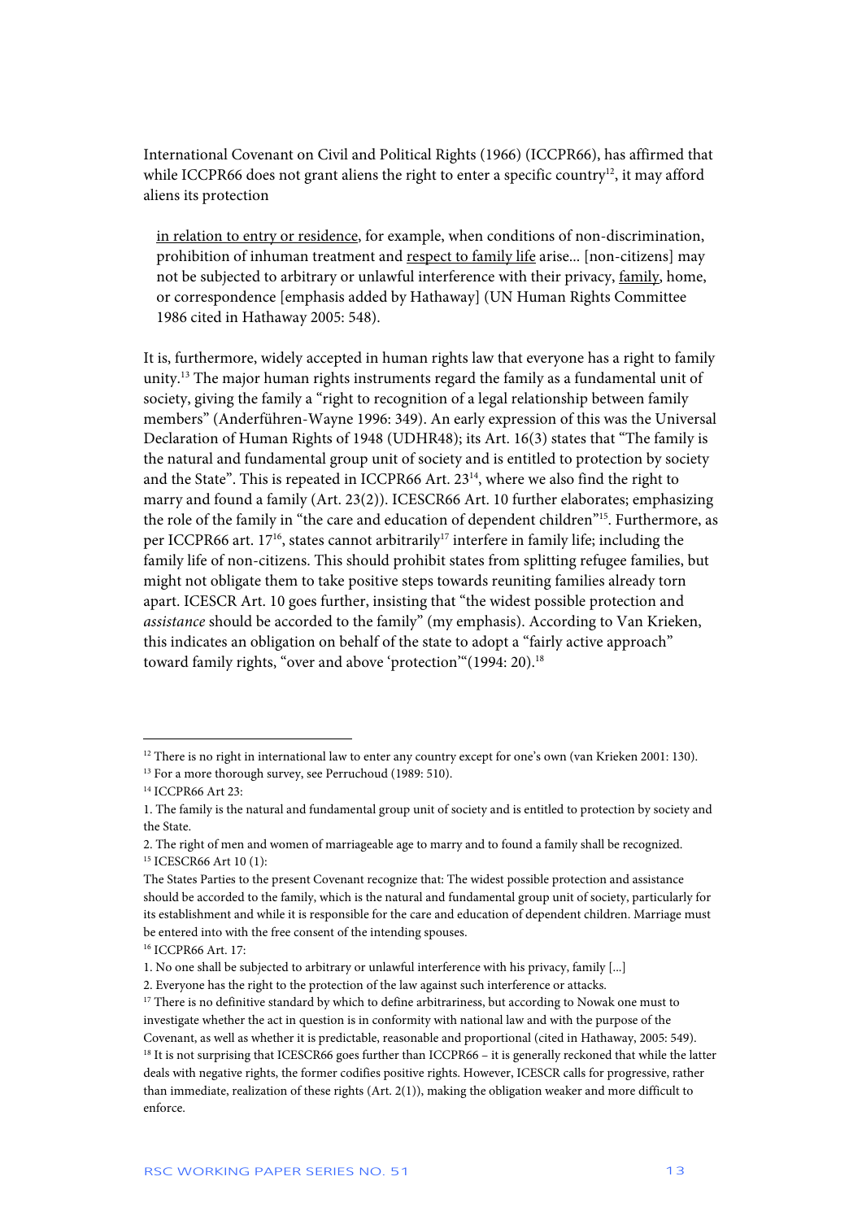International Covenant on Civil and Political Rights (1966) (ICCPR66), has affirmed that while ICCPR66 does not grant aliens the right to enter a specific country[12], it may afford aliens its protection

> in relation to entry or residence, for example, when conditions of non-discrimination, prohibition of inhuman treatment and respect to family life arise... [non-citizens] may not be subjected to arbitrary or unlawful interference with their privacy, family, home, or correspondence [emphasis added by Hathaway] (UN Human Rights Committee 1986 cited in Hathaway 2005: 548).

It is, furthermore, widely accepted in human rights law that everyone has a right to family unity.[13] The major human rights instruments regard the family as a fundamental unit of society, giving the family a "right to recognition of a legal relationship between family members" (Anderführen-Wayne 1996: 349). An early expression of this was the Universal Declaration of Human Rights of 1948 (UDHR48); its Art. 16(3) states that "The family is the natural and fundamental group unit of society and is entitled to protection by society and the State". This is repeated in ICCPR66 Art. 23[14], where we also find the right to marry and found a family (Art. 23(2)). ICESCR66 Art. 10 further elaborates; emphasizing the role of the family in "the care and education of dependent children"[15]. Furthermore, as per ICCPR66 art. 17[16], states cannot arbitrarily[17] interfere in family life; including the family life of non-citizens. This should prohibit states from splitting refugee families, but might not obligate them to take positive steps towards reuniting families already torn apart. ICESCR Art. 10 goes further, insisting that "the widest possible protection and *assistance* should be accorded to the family" (my emphasis). According to Van Krieken, this indicates an obligation on behalf of the state to adopt a "fairly active approach" toward family rights, "over and above 'protection'"(1994: 20).[18]

---

[12] There is no right in international law to enter any country except for one's own (van Krieken 2001: 130).

[13] For a more thorough survey, see Perruchoud (1989: 510).

[14] ICCPR66 Art 23:

1. The family is the natural and fundamental group unit of society and is entitled to protection by society and the State.

2. The right of men and women of marriageable age to marry and to found a family shall be recognized.

[15] ICESCR66 Art 10 (1):

The States Parties to the present Covenant recognize that: The widest possible protection and assistance should be accorded to the family, which is the natural and fundamental group unit of society, particularly for its establishment and while it is responsible for the care and education of dependent children. Marriage must be entered into with the free consent of the intending spouses.

[16] ICCPR66 Art. 17:

1. No one shall be subjected to arbitrary or unlawful interference with his privacy, family [...]

2. Everyone has the right to the protection of the law against such interference or attacks.

[17] There is no definitive standard by which to define arbitrariness, but according to Nowak one must to investigate whether the act in question is in conformity with national law and with the purpose of the Covenant, as well as whether it is predictable, reasonable and proportional (cited in Hathaway, 2005: 549).

[18] It is not surprising that ICESCR66 goes further than ICCPR66 – it is generally reckoned that while the latter deals with negative rights, the former codifies positive rights. However, ICESCR calls for progressive, rather than immediate, realization of these rights (Art. 2(1)), making the obligation weaker and more difficult to enforce.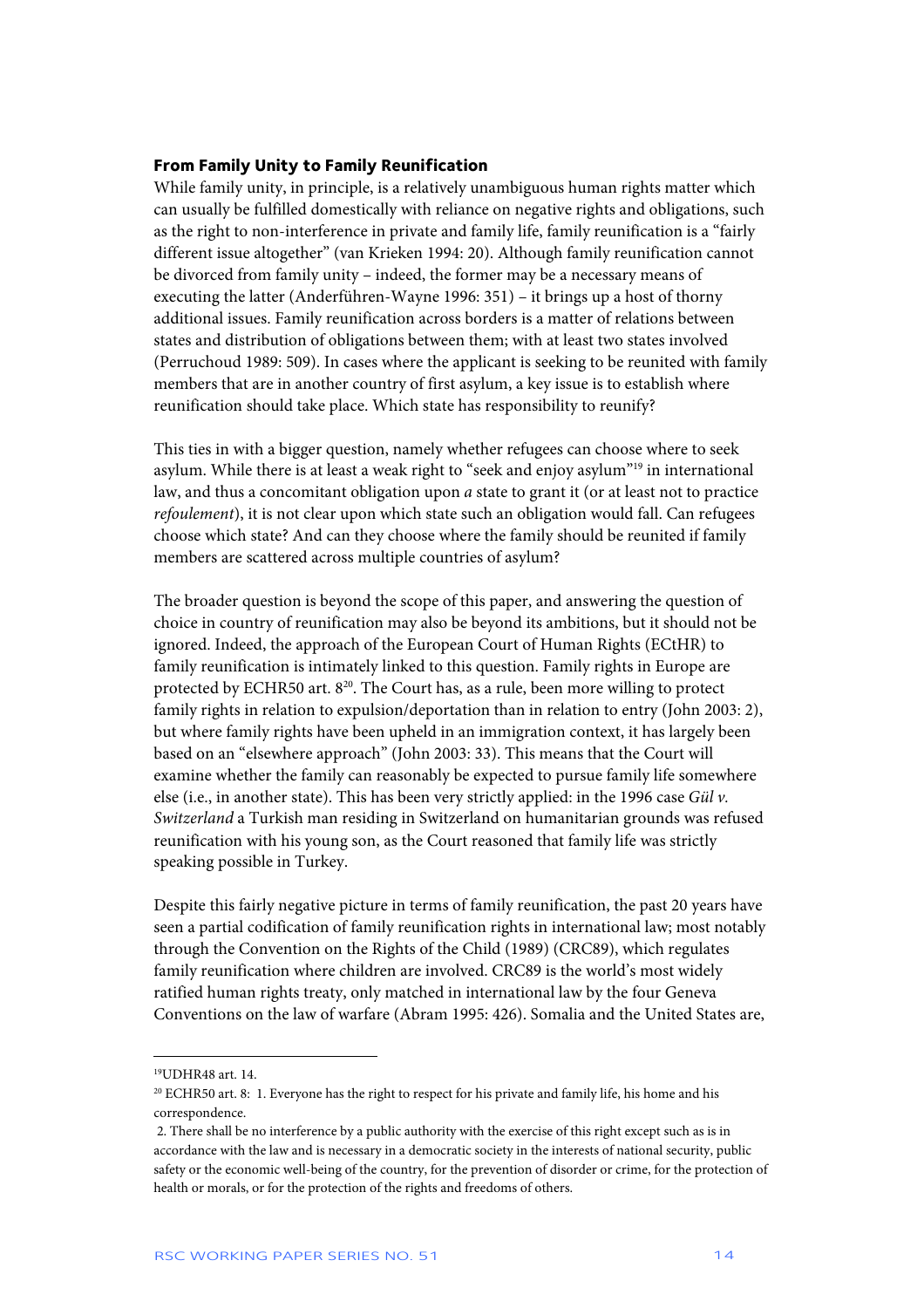### From Family Unity to Family Reunification

While family unity, in principle, is a relatively unambiguous human rights matter which can usually be fulfilled domestically with reliance on negative rights and obligations, such as the right to non-interference in private and family life, family reunification is a "fairly different issue altogether" (van Krieken 1994: 20). Although family reunification cannot be divorced from family unity – indeed, the former may be a necessary means of executing the latter (Anderführen-Wayne 1996: 351) – it brings up a host of thorny additional issues. Family reunification across borders is a matter of relations between states and distribution of obligations between them; with at least two states involved (Perruchoud 1989: 509). In cases where the applicant is seeking to be reunited with family members that are in another country of first asylum, a key issue is to establish where reunification should take place. Which state has responsibility to reunify?

This ties in with a bigger question, namely whether refugees can choose where to seek asylum. While there is at least a weak right to "seek and enjoy asylum"[19] in international law, and thus a concomitant obligation upon *a* state to grant it (or at least not to practice *refoulement*), it is not clear upon which state such an obligation would fall. Can refugees choose which state? And can they choose where the family should be reunited if family members are scattered across multiple countries of asylum?

The broader question is beyond the scope of this paper, and answering the question of choice in country of reunification may also be beyond its ambitions, but it should not be ignored. Indeed, the approach of the European Court of Human Rights (ECtHR) to family reunification is intimately linked to this question. Family rights in Europe are protected by ECHR50 art. 8[20]. The Court has, as a rule, been more willing to protect family rights in relation to expulsion/deportation than in relation to entry (John 2003: 2), but where family rights have been upheld in an immigration context, it has largely been based on an "elsewhere approach" (John 2003: 33). This means that the Court will examine whether the family can reasonably be expected to pursue family life somewhere else (i.e., in another state). This has been very strictly applied: in the 1996 case *Gül v. Switzerland* a Turkish man residing in Switzerland on humanitarian grounds was refused reunification with his young son, as the Court reasoned that family life was strictly speaking possible in Turkey.

Despite this fairly negative picture in terms of family reunification, the past 20 years have seen a partial codification of family reunification rights in international law; most notably through the Convention on the Rights of the Child (1989) (CRC89), which regulates family reunification where children are involved. CRC89 is the world's most widely ratified human rights treaty, only matched in international law by the four Geneva Conventions on the law of warfare (Abram 1995: 426). Somalia and the United States are,

---

[19] UDHR48 art. 14.

[20] ECHR50 art. 8: 1. Everyone has the right to respect for his private and family life, his home and his correspondence.

2. There shall be no interference by a public authority with the exercise of this right except such as is in accordance with the law and is necessary in a democratic society in the interests of national security, public safety or the economic well-being of the country, for the prevention of disorder or crime, for the protection of health or morals, or for the protection of the rights and freedoms of others.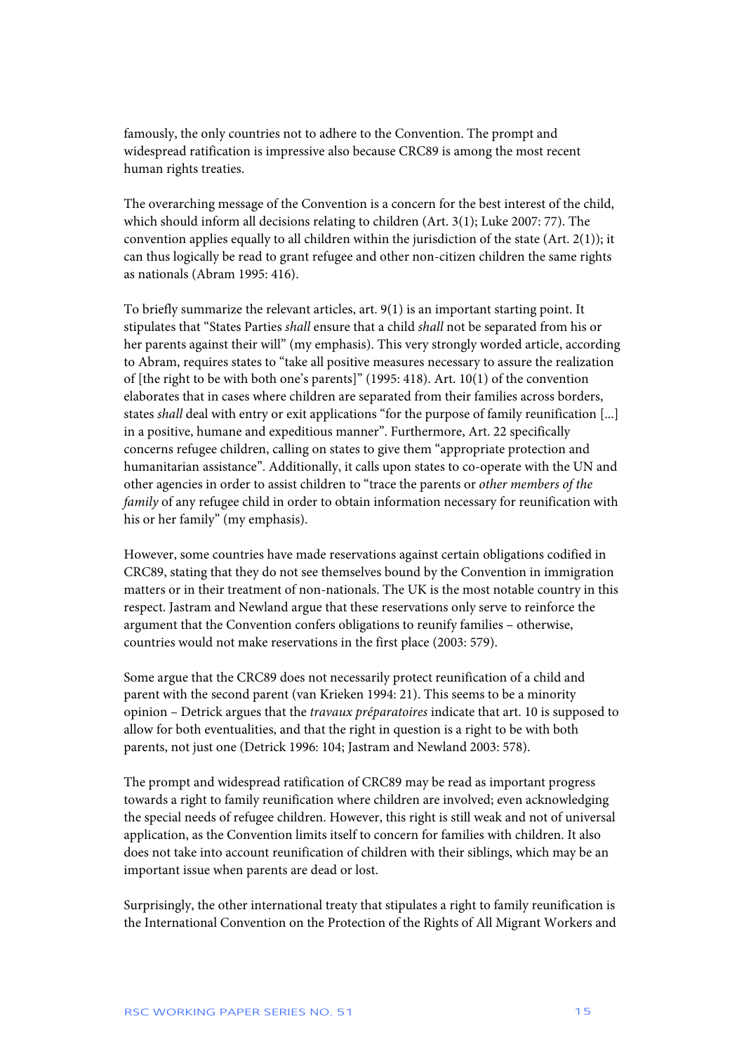famously, the only countries not to adhere to the Convention. The prompt and widespread ratification is impressive also because CRC89 is among the most recent human rights treaties.

The overarching message of the Convention is a concern for the best interest of the child, which should inform all decisions relating to children (Art. 3(1); Luke 2007: 77). The convention applies equally to all children within the jurisdiction of the state (Art. 2(1)); it can thus logically be read to grant refugee and other non-citizen children the same rights as nationals (Abram 1995: 416).

To briefly summarize the relevant articles, art. 9(1) is an important starting point. It stipulates that "States Parties *shall* ensure that a child *shall* not be separated from his or her parents against their will" (my emphasis). This very strongly worded article, according to Abram, requires states to "take all positive measures necessary to assure the realization of [the right to be with both one's parents]" (1995: 418). Art. 10(1) of the convention elaborates that in cases where children are separated from their families across borders, states *shall* deal with entry or exit applications "for the purpose of family reunification [...] in a positive, humane and expeditious manner". Furthermore, Art. 22 specifically concerns refugee children, calling on states to give them "appropriate protection and humanitarian assistance". Additionally, it calls upon states to co-operate with the UN and other agencies in order to assist children to "trace the parents or *other members of the family* of any refugee child in order to obtain information necessary for reunification with his or her family" (my emphasis).

However, some countries have made reservations against certain obligations codified in CRC89, stating that they do not see themselves bound by the Convention in immigration matters or in their treatment of non-nationals. The UK is the most notable country in this respect. Jastram and Newland argue that these reservations only serve to reinforce the argument that the Convention confers obligations to reunify families – otherwise, countries would not make reservations in the first place (2003: 579).

Some argue that the CRC89 does not necessarily protect reunification of a child and parent with the second parent (van Krieken 1994: 21). This seems to be a minority opinion – Detrick argues that the *travaux préparatoires* indicate that art. 10 is supposed to allow for both eventualities, and that the right in question is a right to be with both parents, not just one (Detrick 1996: 104; Jastram and Newland 2003: 578).

The prompt and widespread ratification of CRC89 may be read as important progress towards a right to family reunification where children are involved; even acknowledging the special needs of refugee children. However, this right is still weak and not of universal application, as the Convention limits itself to concern for families with children. It also does not take into account reunification of children with their siblings, which may be an important issue when parents are dead or lost.

Surprisingly, the other international treaty that stipulates a right to family reunification is the International Convention on the Protection of the Rights of All Migrant Workers and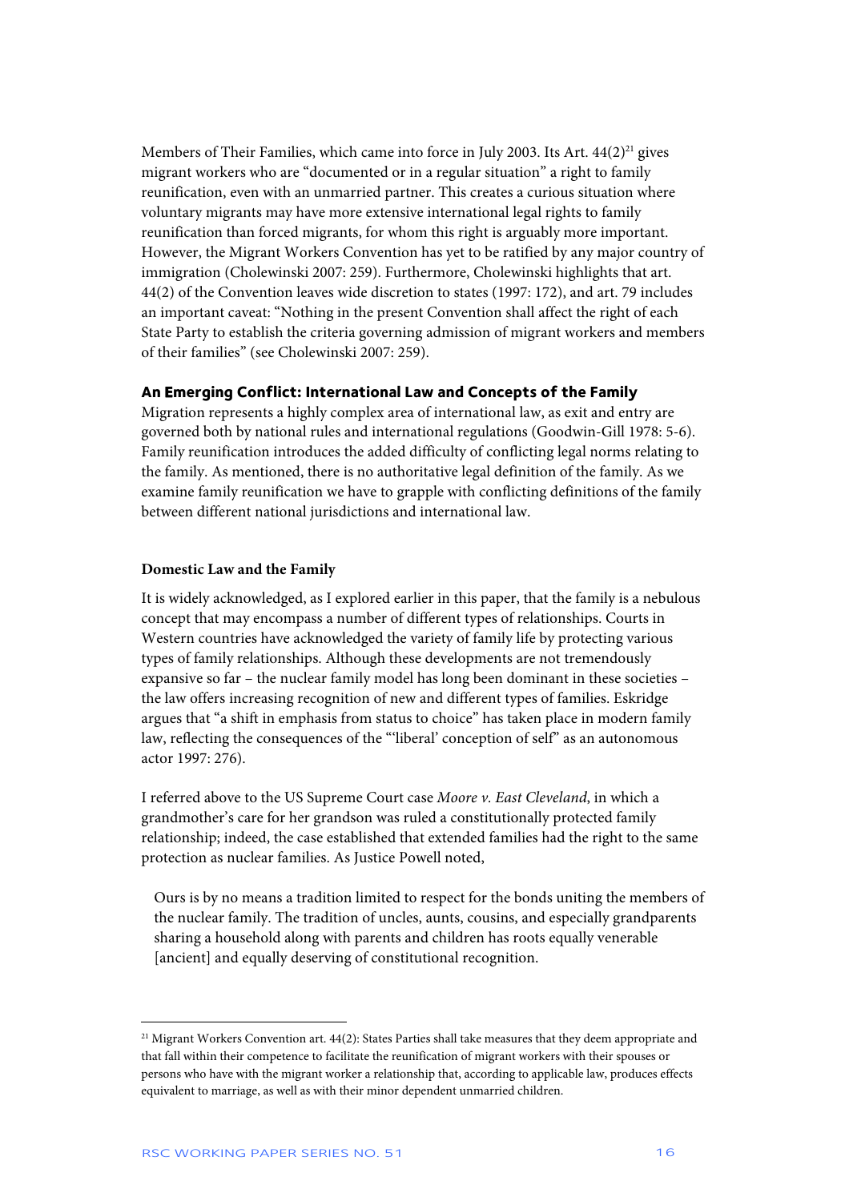Members of Their Families, which came into force in July 2003. Its Art. 44(2)[21] gives migrant workers who are "documented or in a regular situation" a right to family reunification, even with an unmarried partner. This creates a curious situation where voluntary migrants may have more extensive international legal rights to family reunification than forced migrants, for whom this right is arguably more important. However, the Migrant Workers Convention has yet to be ratified by any major country of immigration (Cholewinski 2007: 259). Furthermore, Cholewinski highlights that art. 44(2) of the Convention leaves wide discretion to states (1997: 172), and art. 79 includes an important caveat: "Nothing in the present Convention shall affect the right of each State Party to establish the criteria governing admission of migrant workers and members of their families" (see Cholewinski 2007: 259).

### An Emerging Conflict: International Law and Concepts of the Family

Migration represents a highly complex area of international law, as exit and entry are governed both by national rules and international regulations (Goodwin-Gill 1978: 5-6). Family reunification introduces the added difficulty of conflicting legal norms relating to the family. As mentioned, there is no authoritative legal definition of the family. As we examine family reunification we have to grapple with conflicting definitions of the family between different national jurisdictions and international law.

### Domestic Law and the Family

It is widely acknowledged, as I explored earlier in this paper, that the family is a nebulous concept that may encompass a number of different types of relationships. Courts in Western countries have acknowledged the variety of family life by protecting various types of family relationships. Although these developments are not tremendously expansive so far – the nuclear family model has long been dominant in these societies – the law offers increasing recognition of new and different types of families. Eskridge argues that "a shift in emphasis from status to choice" has taken place in modern family law, reflecting the consequences of the "'liberal' conception of self" as an autonomous actor 1997: 276).

I referred above to the US Supreme Court case *Moore v. East Cleveland*, in which a grandmother's care for her grandson was ruled a constitutionally protected family relationship; indeed, the case established that extended families had the right to the same protection as nuclear families. As Justice Powell noted,

> Ours is by no means a tradition limited to respect for the bonds uniting the members of the nuclear family. The tradition of uncles, aunts, cousins, and especially grandparents sharing a household along with parents and children has roots equally venerable [ancient] and equally deserving of constitutional recognition.

---

[21] Migrant Workers Convention art. 44(2): States Parties shall take measures that they deem appropriate and that fall within their competence to facilitate the reunification of migrant workers with their spouses or persons who have with the migrant worker a relationship that, according to applicable law, produces effects equivalent to marriage, as well as with their minor dependent unmarried children.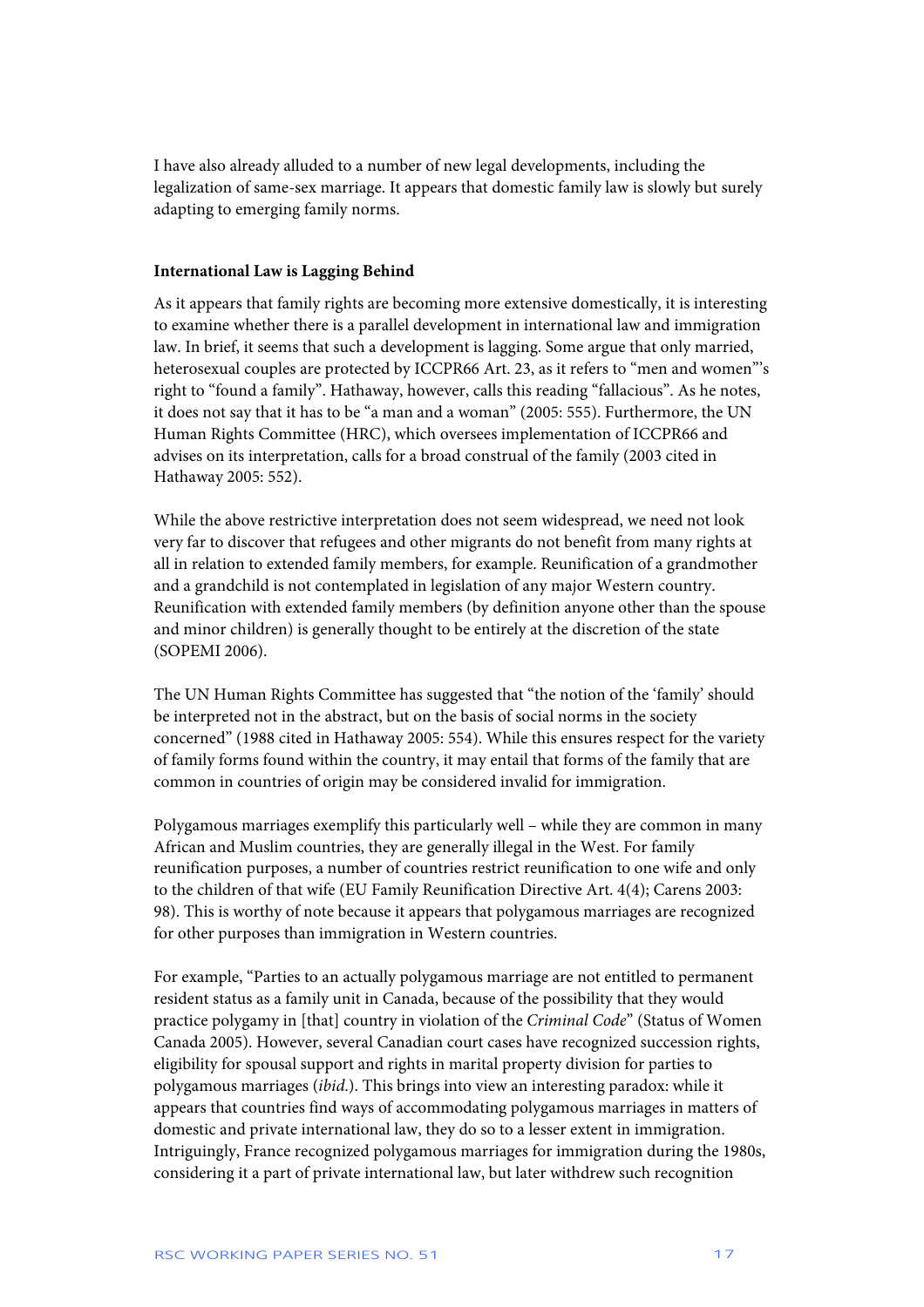I have also already alluded to a number of new legal developments, including the legalization of same-sex marriage. It appears that domestic family law is slowly but surely adapting to emerging family norms.

### International Law is Lagging Behind

As it appears that family rights are becoming more extensive domestically, it is interesting to examine whether there is a parallel development in international law and immigration law. In brief, it seems that such a development is lagging. Some argue that only married, heterosexual couples are protected by ICCPR66 Art. 23, as it refers to "men and women"'s right to "found a family". Hathaway, however, calls this reading "fallacious". As he notes, it does not say that it has to be "a man and a woman" (2005: 555). Furthermore, the UN Human Rights Committee (HRC), which oversees implementation of ICCPR66 and advises on its interpretation, calls for a broad construal of the family (2003 cited in Hathaway 2005: 552).

While the above restrictive interpretation does not seem widespread, we need not look very far to discover that refugees and other migrants do not benefit from many rights at all in relation to extended family members, for example. Reunification of a grandmother and a grandchild is not contemplated in legislation of any major Western country. Reunification with extended family members (by definition anyone other than the spouse and minor children) is generally thought to be entirely at the discretion of the state (SOPEMI 2006).

The UN Human Rights Committee has suggested that "the notion of the 'family' should be interpreted not in the abstract, but on the basis of social norms in the society concerned" (1988 cited in Hathaway 2005: 554). While this ensures respect for the variety of family forms found within the country, it may entail that forms of the family that are common in countries of origin may be considered invalid for immigration.

Polygamous marriages exemplify this particularly well – while they are common in many African and Muslim countries, they are generally illegal in the West. For family reunification purposes, a number of countries restrict reunification to one wife and only to the children of that wife (EU Family Reunification Directive Art. 4(4); Carens 2003: 98). This is worthy of note because it appears that polygamous marriages are recognized for other purposes than immigration in Western countries.

For example, "Parties to an actually polygamous marriage are not entitled to permanent resident status as a family unit in Canada, because of the possibility that they would practice polygamy in [that] country in violation of the *Criminal Code*" (Status of Women Canada 2005). However, several Canadian court cases have recognized succession rights, eligibility for spousal support and rights in marital property division for parties to polygamous marriages (*ibid.*). This brings into view an interesting paradox: while it appears that countries find ways of accommodating polygamous marriages in matters of domestic and private international law, they do so to a lesser extent in immigration. Intriguingly, France recognized polygamous marriages for immigration during the 1980s, considering it a part of private international law, but later withdrew such recognition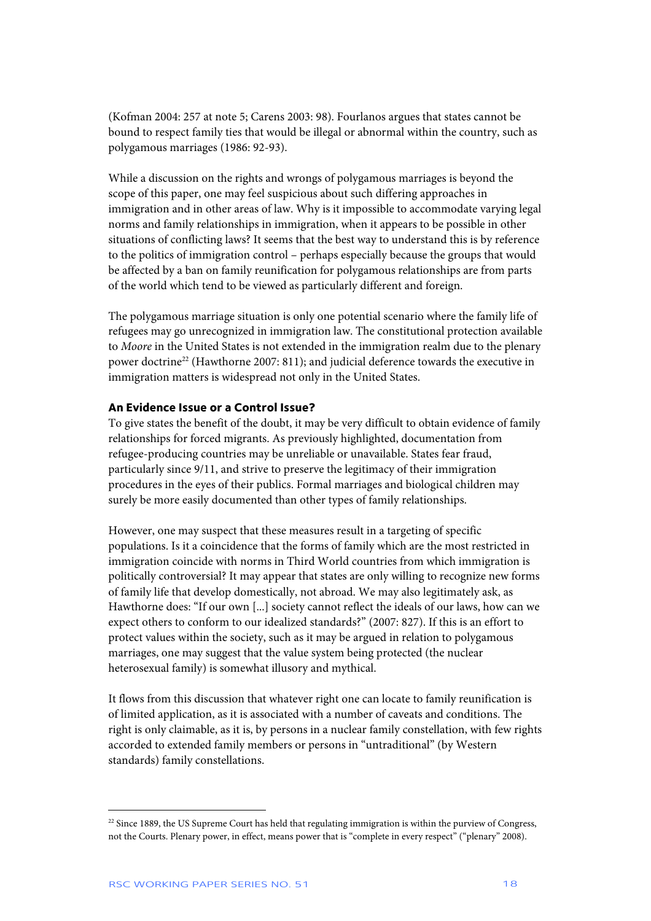(Kofman 2004: 257 at note 5; Carens 2003: 98). Fourlanos argues that states cannot be bound to respect family ties that would be illegal or abnormal within the country, such as polygamous marriages (1986: 92-93).

While a discussion on the rights and wrongs of polygamous marriages is beyond the scope of this paper, one may feel suspicious about such differing approaches in immigration and in other areas of law. Why is it impossible to accommodate varying legal norms and family relationships in immigration, when it appears to be possible in other situations of conflicting laws? It seems that the best way to understand this is by reference to the politics of immigration control – perhaps especially because the groups that would be affected by a ban on family reunification for polygamous relationships are from parts of the world which tend to be viewed as particularly different and foreign.

The polygamous marriage situation is only one potential scenario where the family life of refugees may go unrecognized in immigration law. The constitutional protection available to *Moore* in the United States is not extended in the immigration realm due to the plenary power doctrine[22] (Hawthorne 2007: 811); and judicial deference towards the executive in immigration matters is widespread not only in the United States.

### An Evidence Issue or a Control Issue?

To give states the benefit of the doubt, it may be very difficult to obtain evidence of family relationships for forced migrants. As previously highlighted, documentation from refugee-producing countries may be unreliable or unavailable. States fear fraud, particularly since 9/11, and strive to preserve the legitimacy of their immigration procedures in the eyes of their publics. Formal marriages and biological children may surely be more easily documented than other types of family relationships.

However, one may suspect that these measures result in a targeting of specific populations. Is it a coincidence that the forms of family which are the most restricted in immigration coincide with norms in Third World countries from which immigration is politically controversial? It may appear that states are only willing to recognize new forms of family life that develop domestically, not abroad. We may also legitimately ask, as Hawthorne does: "If our own [...] society cannot reflect the ideals of our laws, how can we expect others to conform to our idealized standards?" (2007: 827). If this is an effort to protect values within the society, such as it may be argued in relation to polygamous marriages, one may suggest that the value system being protected (the nuclear heterosexual family) is somewhat illusory and mythical.

It flows from this discussion that whatever right one can locate to family reunification is of limited application, as it is associated with a number of caveats and conditions. The right is only claimable, as it is, by persons in a nuclear family constellation, with few rights accorded to extended family members or persons in "untraditional" (by Western standards) family constellations.

---

[22] Since 1889, the US Supreme Court has held that regulating immigration is within the purview of Congress, not the Courts. Plenary power, in effect, means power that is "complete in every respect" ("plenary" 2008).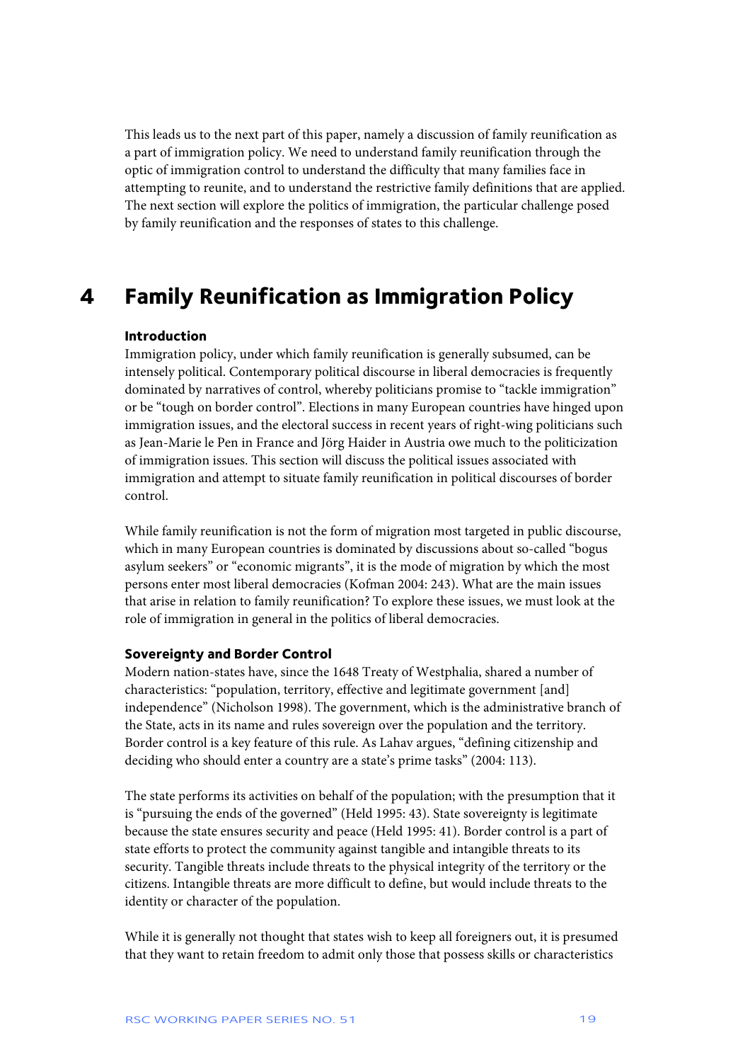This leads us to the next part of this paper, namely a discussion of family reunification as a part of immigration policy. We need to understand family reunification through the optic of immigration control to understand the difficulty that many families face in attempting to reunite, and to understand the restrictive family definitions that are applied. The next section will explore the politics of immigration, the particular challenge posed by family reunification and the responses of states to this challenge.

# 4 Family Reunification as Immigration Policy

### Introduction

Immigration policy, under which family reunification is generally subsumed, can be intensely political. Contemporary political discourse in liberal democracies is frequently dominated by narratives of control, whereby politicians promise to "tackle immigration" or be "tough on border control". Elections in many European countries have hinged upon immigration issues, and the electoral success in recent years of right-wing politicians such as Jean-Marie le Pen in France and Jörg Haider in Austria owe much to the politicization of immigration issues. This section will discuss the political issues associated with immigration and attempt to situate family reunification in political discourses of border control.

While family reunification is not the form of migration most targeted in public discourse, which in many European countries is dominated by discussions about so-called "bogus asylum seekers" or "economic migrants", it is the mode of migration by which the most persons enter most liberal democracies (Kofman 2004: 243). What are the main issues that arise in relation to family reunification? To explore these issues, we must look at the role of immigration in general in the politics of liberal democracies.

### Sovereignty and Border Control

Modern nation-states have, since the 1648 Treaty of Westphalia, shared a number of characteristics: "population, territory, effective and legitimate government [and] independence" (Nicholson 1998). The government, which is the administrative branch of the State, acts in its name and rules sovereign over the population and the territory. Border control is a key feature of this rule. As Lahav argues, "defining citizenship and deciding who should enter a country are a state's prime tasks" (2004: 113).

The state performs its activities on behalf of the population; with the presumption that it is "pursuing the ends of the governed" (Held 1995: 43). State sovereignty is legitimate because the state ensures security and peace (Held 1995: 41). Border control is a part of state efforts to protect the community against tangible and intangible threats to its security. Tangible threats include threats to the physical integrity of the territory or the citizens. Intangible threats are more difficult to define, but would include threats to the identity or character of the population.

While it is generally not thought that states wish to keep all foreigners out, it is presumed that they want to retain freedom to admit only those that possess skills or characteristics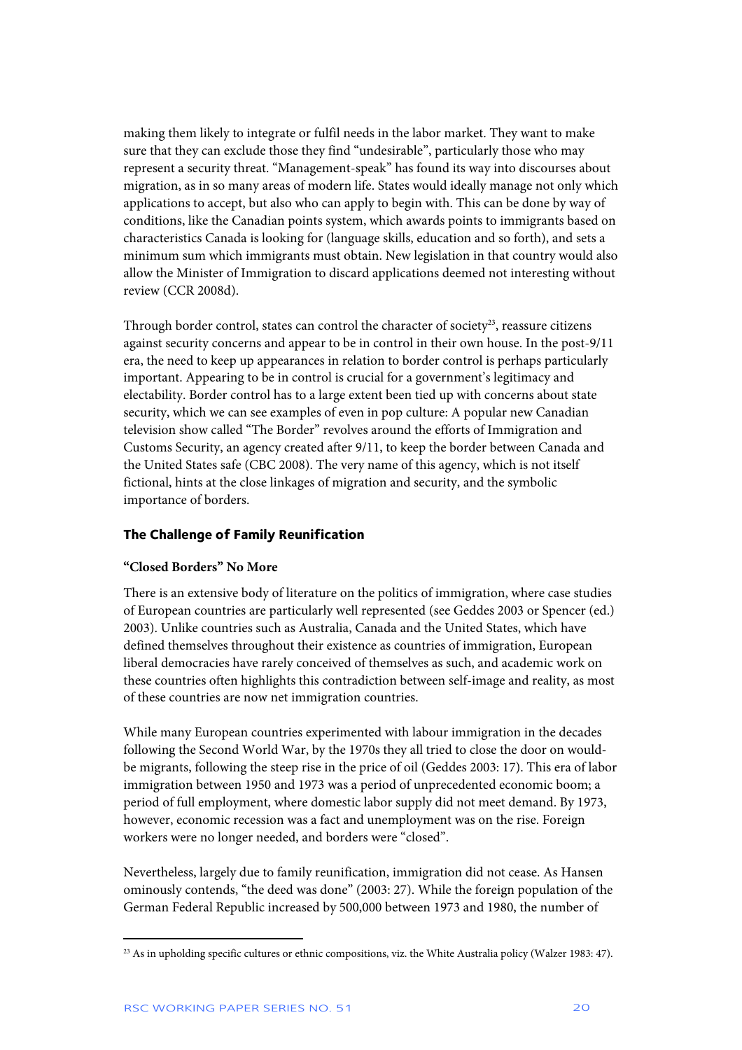making them likely to integrate or fulfil needs in the labor market. They want to make sure that they can exclude those they find "undesirable", particularly those who may represent a security threat. "Management-speak" has found its way into discourses about migration, as in so many areas of modern life. States would ideally manage not only which applications to accept, but also who can apply to begin with. This can be done by way of conditions, like the Canadian points system, which awards points to immigrants based on characteristics Canada is looking for (language skills, education and so forth), and sets a minimum sum which immigrants must obtain. New legislation in that country would also allow the Minister of Immigration to discard applications deemed not interesting without review (CCR 2008d).

Through border control, states can control the character of society[23], reassure citizens against security concerns and appear to be in control in their own house. In the post-9/11 era, the need to keep up appearances in relation to border control is perhaps particularly important. Appearing to be in control is crucial for a government's legitimacy and electability. Border control has to a large extent been tied up with concerns about state security, which we can see examples of even in pop culture: A popular new Canadian television show called "The Border" revolves around the efforts of Immigration and Customs Security, an agency created after 9/11, to keep the border between Canada and the United States safe (CBC 2008). The very name of this agency, which is not itself fictional, hints at the close linkages of migration and security, and the symbolic importance of borders.

### The Challenge of Family Reunification

#### "Closed Borders" No More

There is an extensive body of literature on the politics of immigration, where case studies of European countries are particularly well represented (see Geddes 2003 or Spencer (ed.) 2003). Unlike countries such as Australia, Canada and the United States, which have defined themselves throughout their existence as countries of immigration, European liberal democracies have rarely conceived of themselves as such, and academic work on these countries often highlights this contradiction between self-image and reality, as most of these countries are now net immigration countries.

While many European countries experimented with labour immigration in the decades following the Second World War, by the 1970s they all tried to close the door on would-be migrants, following the steep rise in the price of oil (Geddes 2003: 17). This era of labor immigration between 1950 and 1973 was a period of unprecedented economic boom; a period of full employment, where domestic labor supply did not meet demand. By 1973, however, economic recession was a fact and unemployment was on the rise. Foreign workers were no longer needed, and borders were "closed".

Nevertheless, largely due to family reunification, immigration did not cease. As Hansen ominously contends, "the deed was done" (2003: 27). While the foreign population of the German Federal Republic increased by 500,000 between 1973 and 1980, the number of

[23] As in upholding specific cultures or ethnic compositions, viz. the White Australia policy (Walzer 1983: 47).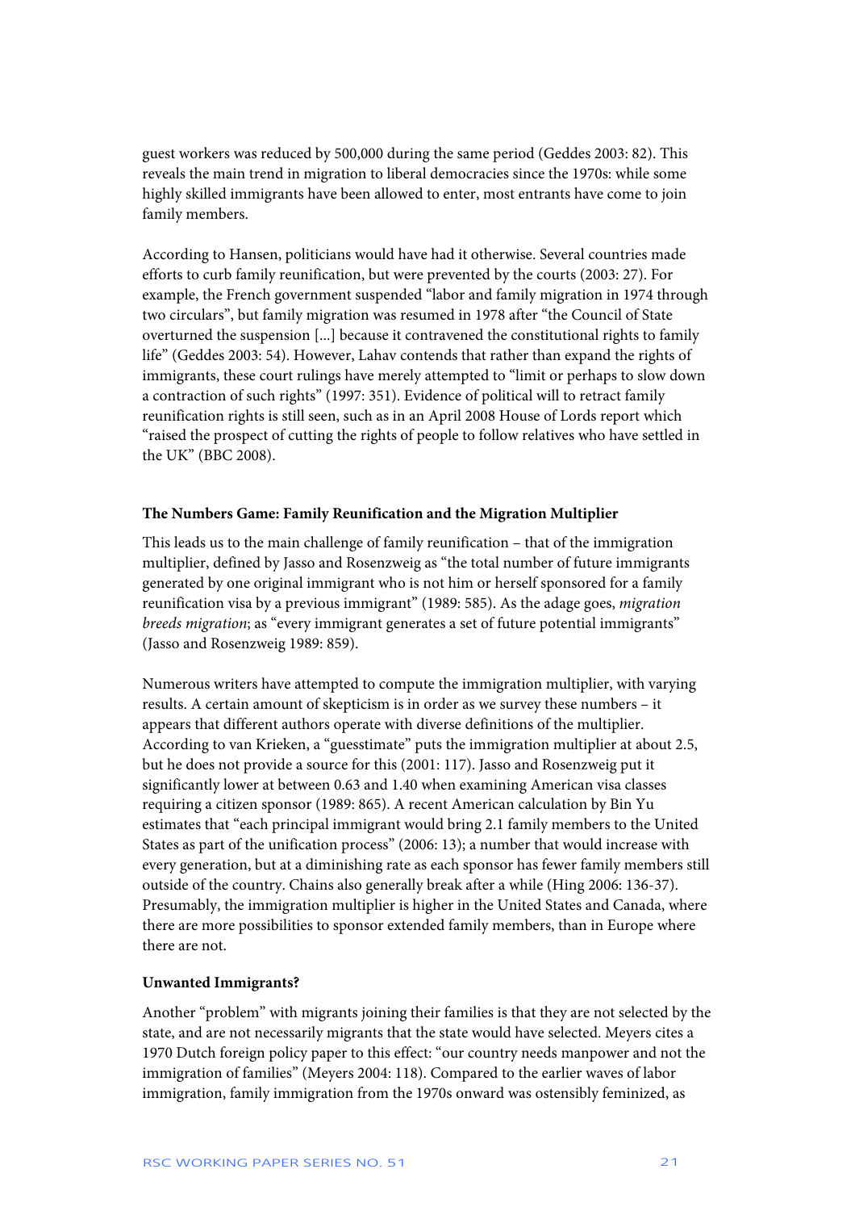guest workers was reduced by 500,000 during the same period (Geddes 2003: 82). This reveals the main trend in migration to liberal democracies since the 1970s: while some highly skilled immigrants have been allowed to enter, most entrants have come to join family members.

According to Hansen, politicians would have had it otherwise. Several countries made efforts to curb family reunification, but were prevented by the courts (2003: 27). For example, the French government suspended "labor and family migration in 1974 through two circulars", but family migration was resumed in 1978 after "the Council of State overturned the suspension [...] because it contravened the constitutional rights to family life" (Geddes 2003: 54). However, Lahav contends that rather than expand the rights of immigrants, these court rulings have merely attempted to "limit or perhaps to slow down a contraction of such rights" (1997: 351). Evidence of political will to retract family reunification rights is still seen, such as in an April 2008 House of Lords report which "raised the prospect of cutting the rights of people to follow relatives who have settled in the UK" (BBC 2008).

### The Numbers Game: Family Reunification and the Migration Multiplier

This leads us to the main challenge of family reunification – that of the immigration multiplier, defined by Jasso and Rosenzweig as "the total number of future immigrants generated by one original immigrant who is not him or herself sponsored for a family reunification visa by a previous immigrant" (1989: 585). As the adage goes, *migration breeds migration*; as "every immigrant generates a set of future potential immigrants" (Jasso and Rosenzweig 1989: 859).

Numerous writers have attempted to compute the immigration multiplier, with varying results. A certain amount of skepticism is in order as we survey these numbers – it appears that different authors operate with diverse definitions of the multiplier. According to van Krieken, a "guesstimate" puts the immigration multiplier at about 2.5, but he does not provide a source for this (2001: 117). Jasso and Rosenzweig put it significantly lower at between 0.63 and 1.40 when examining American visa classes requiring a citizen sponsor (1989: 865). A recent American calculation by Bin Yu estimates that "each principal immigrant would bring 2.1 family members to the United States as part of the unification process" (2006: 13); a number that would increase with every generation, but at a diminishing rate as each sponsor has fewer family members still outside of the country. Chains also generally break after a while (Hing 2006: 136-37). Presumably, the immigration multiplier is higher in the United States and Canada, where there are more possibilities to sponsor extended family members, than in Europe where there are not.

### Unwanted Immigrants?

Another "problem" with migrants joining their families is that they are not selected by the state, and are not necessarily migrants that the state would have selected. Meyers cites a 1970 Dutch foreign policy paper to this effect: "our country needs manpower and not the immigration of families" (Meyers 2004: 118). Compared to the earlier waves of labor immigration, family immigration from the 1970s onward was ostensibly feminized, as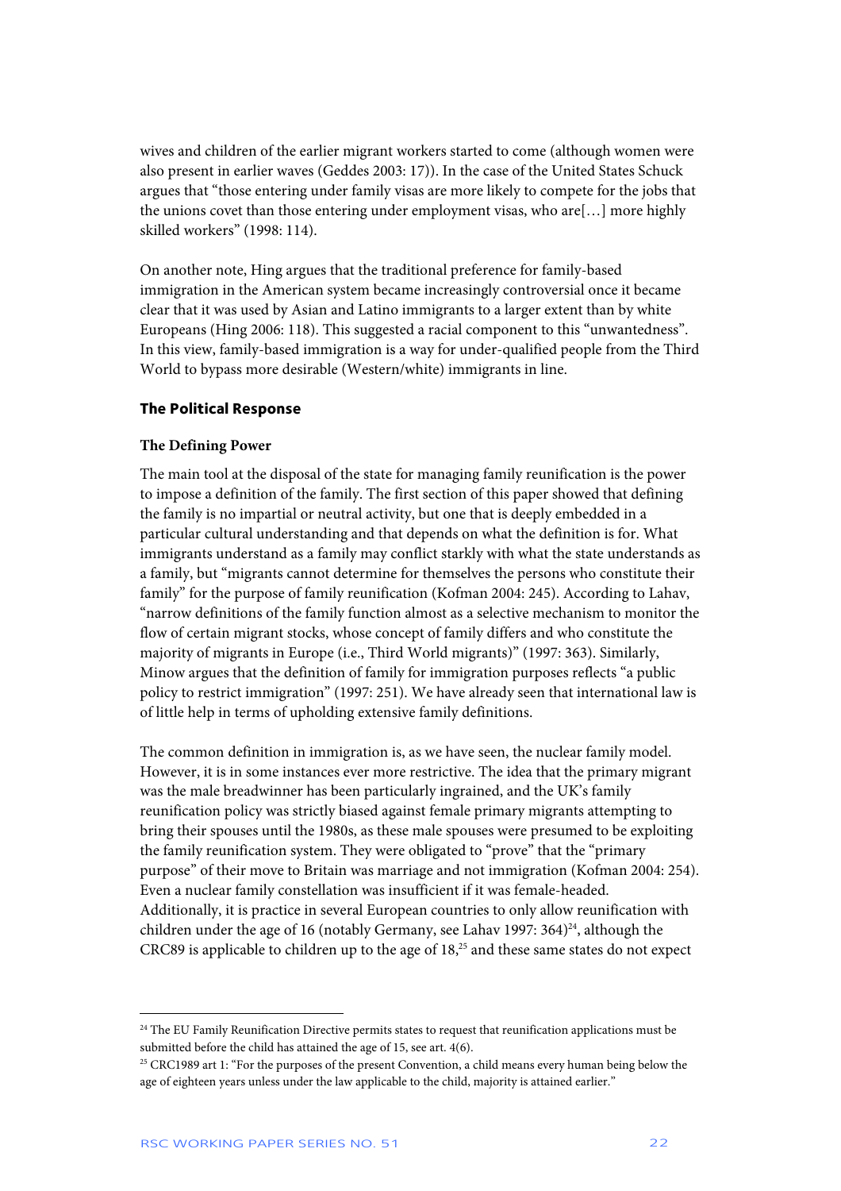wives and children of the earlier migrant workers started to come (although women were also present in earlier waves (Geddes 2003: 17)). In the case of the United States Schuck argues that "those entering under family visas are more likely to compete for the jobs that the unions covet than those entering under employment visas, who are[…] more highly skilled workers" (1998: 114).

On another note, Hing argues that the traditional preference for family-based immigration in the American system became increasingly controversial once it became clear that it was used by Asian and Latino immigrants to a larger extent than by white Europeans (Hing 2006: 118). This suggested a racial component to this "unwantedness". In this view, family-based immigration is a way for under-qualified people from the Third World to bypass more desirable (Western/white) immigrants in line.

### The Political Response

#### The Defining Power

The main tool at the disposal of the state for managing family reunification is the power to impose a definition of the family. The first section of this paper showed that defining the family is no impartial or neutral activity, but one that is deeply embedded in a particular cultural understanding and that depends on what the definition is for. What immigrants understand as a family may conflict starkly with what the state understands as a family, but "migrants cannot determine for themselves the persons who constitute their family" for the purpose of family reunification (Kofman 2004: 245). According to Lahav, "narrow definitions of the family function almost as a selective mechanism to monitor the flow of certain migrant stocks, whose concept of family differs and who constitute the majority of migrants in Europe (i.e., Third World migrants)" (1997: 363). Similarly, Minow argues that the definition of family for immigration purposes reflects "a public policy to restrict immigration" (1997: 251). We have already seen that international law is of little help in terms of upholding extensive family definitions.

The common definition in immigration is, as we have seen, the nuclear family model. However, it is in some instances ever more restrictive. The idea that the primary migrant was the male breadwinner has been particularly ingrained, and the UK's family reunification policy was strictly biased against female primary migrants attempting to bring their spouses until the 1980s, as these male spouses were presumed to be exploiting the family reunification system. They were obligated to "prove" that the "primary purpose" of their move to Britain was marriage and not immigration (Kofman 2004: 254). Even a nuclear family constellation was insufficient if it was female-headed. Additionally, it is practice in several European countries to only allow reunification with children under the age of 16 (notably Germany, see Lahav 1997: 364)[24], although the CRC89 is applicable to children up to the age of 18,[25] and these same states do not expect

---

[24] The EU Family Reunification Directive permits states to request that reunification applications must be submitted before the child has attained the age of 15, see art. 4(6).

[25] CRC1989 art 1: "For the purposes of the present Convention, a child means every human being below the age of eighteen years unless under the law applicable to the child, majority is attained earlier."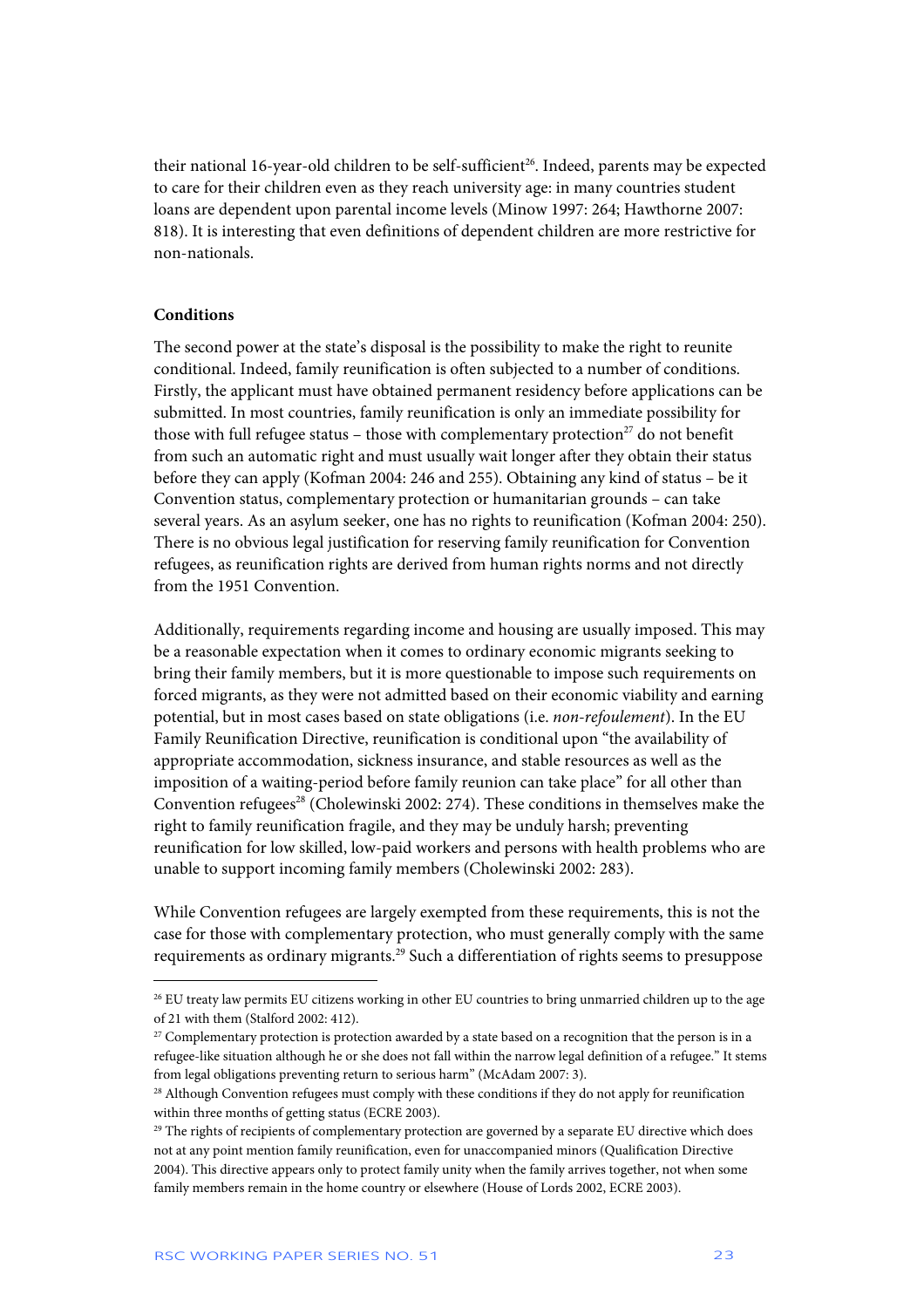their national 16-year-old children to be self-sufficient[26]. Indeed, parents may be expected to care for their children even as they reach university age: in many countries student loans are dependent upon parental income levels (Minow 1997: 264; Hawthorne 2007: 818). It is interesting that even definitions of dependent children are more restrictive for non-nationals.

**Conditions**

The second power at the state's disposal is the possibility to make the right to reunite conditional. Indeed, family reunification is often subjected to a number of conditions. Firstly, the applicant must have obtained permanent residency before applications can be submitted. In most countries, family reunification is only an immediate possibility for those with full refugee status – those with complementary protection[27] do not benefit from such an automatic right and must usually wait longer after they obtain their status before they can apply (Kofman 2004: 246 and 255). Obtaining any kind of status – be it Convention status, complementary protection or humanitarian grounds – can take several years. As an asylum seeker, one has no rights to reunification (Kofman 2004: 250). There is no obvious legal justification for reserving family reunification for Convention refugees, as reunification rights are derived from human rights norms and not directly from the 1951 Convention.

Additionally, requirements regarding income and housing are usually imposed. This may be a reasonable expectation when it comes to ordinary economic migrants seeking to bring their family members, but it is more questionable to impose such requirements on forced migrants, as they were not admitted based on their economic viability and earning potential, but in most cases based on state obligations (i.e. *non-refoulement*). In the EU Family Reunification Directive, reunification is conditional upon "the availability of appropriate accommodation, sickness insurance, and stable resources as well as the imposition of a waiting-period before family reunion can take place" for all other than Convention refugees[28] (Cholewinski 2002: 274). These conditions in themselves make the right to family reunification fragile, and they may be unduly harsh; preventing reunification for low skilled, low-paid workers and persons with health problems who are unable to support incoming family members (Cholewinski 2002: 283).

While Convention refugees are largely exempted from these requirements, this is not the case for those with complementary protection, who must generally comply with the same requirements as ordinary migrants.[29] Such a differentiation of rights seems to presuppose

---

[26] EU treaty law permits EU citizens working in other EU countries to bring unmarried children up to the age of 21 with them (Stalford 2002: 412).

[27] Complementary protection is protection awarded by a state based on a recognition that the person is in a refugee-like situation although he or she does not fall within the narrow legal definition of a refugee." It stems from legal obligations preventing return to serious harm" (McAdam 2007: 3).

[28] Although Convention refugees must comply with these conditions if they do not apply for reunification within three months of getting status (ECRE 2003).

[29] The rights of recipients of complementary protection are governed by a separate EU directive which does not at any point mention family reunification, even for unaccompanied minors (Qualification Directive 2004). This directive appears only to protect family unity when the family arrives together, not when some family members remain in the home country or elsewhere (House of Lords 2002, ECRE 2003).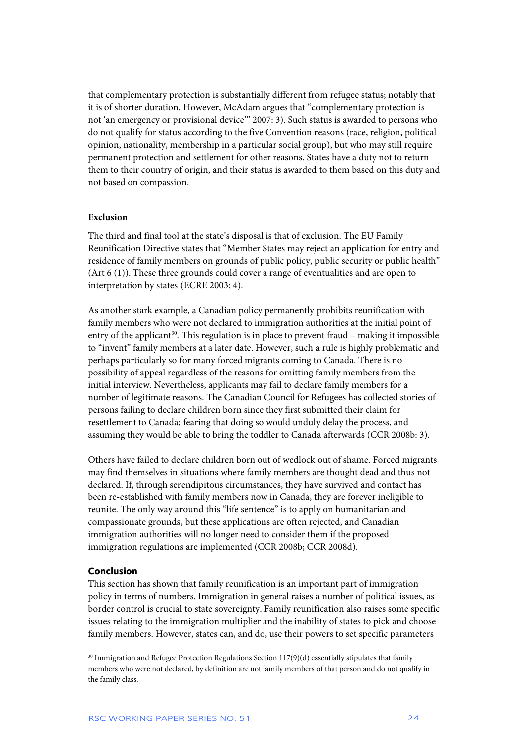that complementary protection is substantially different from refugee status; notably that it is of shorter duration. However, McAdam argues that "complementary protection is not 'an emergency or provisional device'" 2007: 3). Such status is awarded to persons who do not qualify for status according to the five Convention reasons (race, religion, political opinion, nationality, membership in a particular social group), but who may still require permanent protection and settlement for other reasons. States have a duty not to return them to their country of origin, and their status is awarded to them based on this duty and not based on compassion.

**Exclusion**

The third and final tool at the state's disposal is that of exclusion. The EU Family Reunification Directive states that "Member States may reject an application for entry and residence of family members on grounds of public policy, public security or public health" (Art 6 (1)). These three grounds could cover a range of eventualities and are open to interpretation by states (ECRE 2003: 4).

As another stark example, a Canadian policy permanently prohibits reunification with family members who were not declared to immigration authorities at the initial point of entry of the applicant[30]. This regulation is in place to prevent fraud – making it impossible to "invent" family members at a later date. However, such a rule is highly problematic and perhaps particularly so for many forced migrants coming to Canada. There is no possibility of appeal regardless of the reasons for omitting family members from the initial interview. Nevertheless, applicants may fail to declare family members for a number of legitimate reasons. The Canadian Council for Refugees has collected stories of persons failing to declare children born since they first submitted their claim for resettlement to Canada; fearing that doing so would unduly delay the process, and assuming they would be able to bring the toddler to Canada afterwards (CCR 2008b: 3).

Others have failed to declare children born out of wedlock out of shame. Forced migrants may find themselves in situations where family members are thought dead and thus not declared. If, through serendipitous circumstances, they have survived and contact has been re-established with family members now in Canada, they are forever ineligible to reunite. The only way around this "life sentence" is to apply on humanitarian and compassionate grounds, but these applications are often rejected, and Canadian immigration authorities will no longer need to consider them if the proposed immigration regulations are implemented (CCR 2008b; CCR 2008d).

**Conclusion**

This section has shown that family reunification is an important part of immigration policy in terms of numbers. Immigration in general raises a number of political issues, as border control is crucial to state sovereignty. Family reunification also raises some specific issues relating to the immigration multiplier and the inability of states to pick and choose family members. However, states can, and do, use their powers to set specific parameters

---

[30] Immigration and Refugee Protection Regulations Section 117(9)(d) essentially stipulates that family members who were not declared, by definition are not family members of that person and do not qualify in the family class.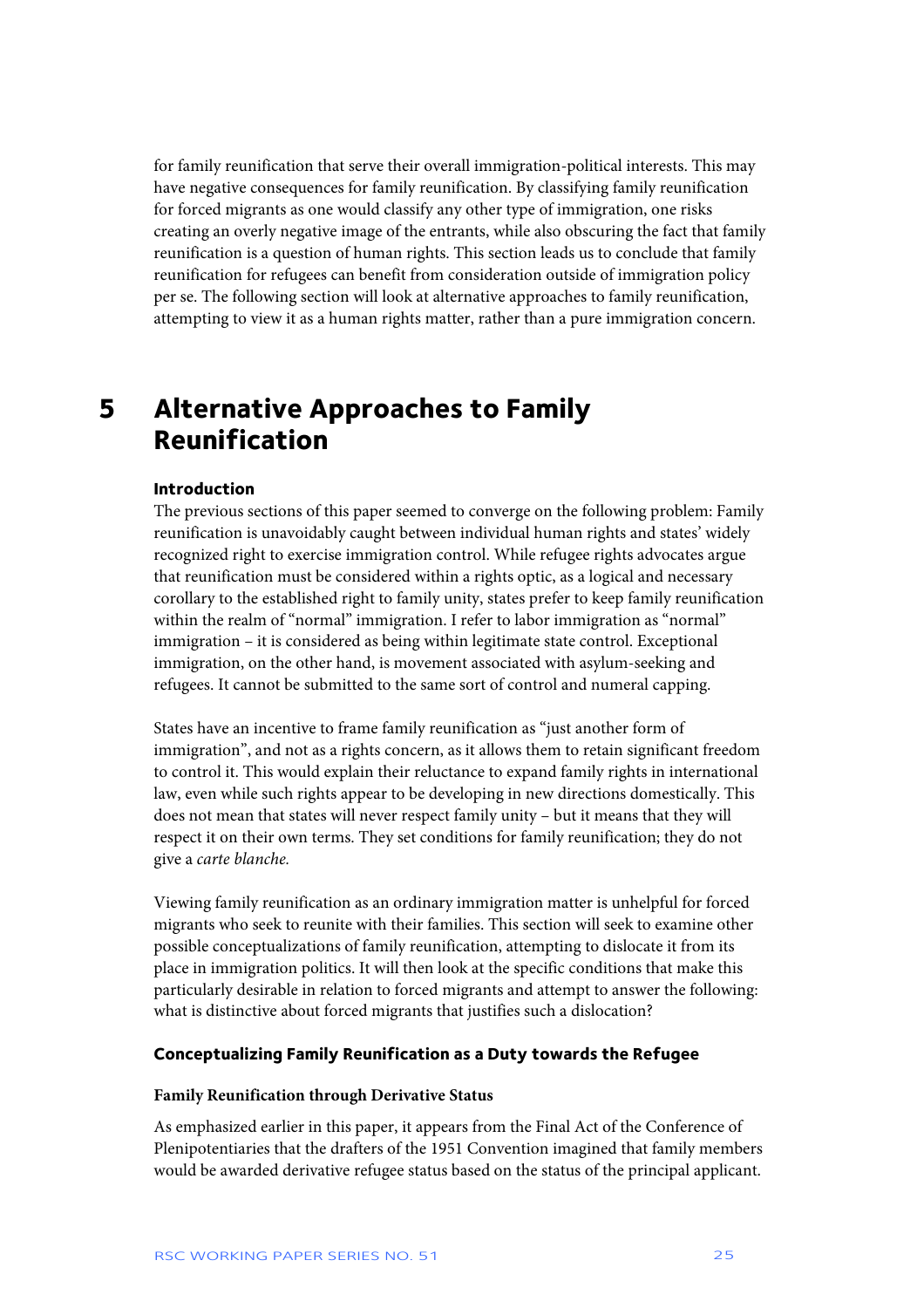for family reunification that serve their overall immigration-political interests. This may have negative consequences for family reunification. By classifying family reunification for forced migrants as one would classify any other type of immigration, one risks creating an overly negative image of the entrants, while also obscuring the fact that family reunification is a question of human rights. This section leads us to conclude that family reunification for refugees can benefit from consideration outside of immigration policy per se. The following section will look at alternative approaches to family reunification, attempting to view it as a human rights matter, rather than a pure immigration concern.

# 5 Alternative Approaches to Family Reunification

### Introduction

The previous sections of this paper seemed to converge on the following problem: Family reunification is unavoidably caught between individual human rights and states' widely recognized right to exercise immigration control. While refugee rights advocates argue that reunification must be considered within a rights optic, as a logical and necessary corollary to the established right to family unity, states prefer to keep family reunification within the realm of "normal" immigration. I refer to labor immigration as "normal" immigration – it is considered as being within legitimate state control. Exceptional immigration, on the other hand, is movement associated with asylum-seeking and refugees. It cannot be submitted to the same sort of control and numeral capping.

States have an incentive to frame family reunification as "just another form of immigration", and not as a rights concern, as it allows them to retain significant freedom to control it. This would explain their reluctance to expand family rights in international law, even while such rights appear to be developing in new directions domestically. This does not mean that states will never respect family unity – but it means that they will respect it on their own terms. They set conditions for family reunification; they do not give a *carte blanche.*

Viewing family reunification as an ordinary immigration matter is unhelpful for forced migrants who seek to reunite with their families. This section will seek to examine other possible conceptualizations of family reunification, attempting to dislocate it from its place in immigration politics. It will then look at the specific conditions that make this particularly desirable in relation to forced migrants and attempt to answer the following: what is distinctive about forced migrants that justifies such a dislocation?

### Conceptualizing Family Reunification as a Duty towards the Refugee

#### Family Reunification through Derivative Status

As emphasized earlier in this paper, it appears from the Final Act of the Conference of Plenipotentiaries that the drafters of the 1951 Convention imagined that family members would be awarded derivative refugee status based on the status of the principal applicant.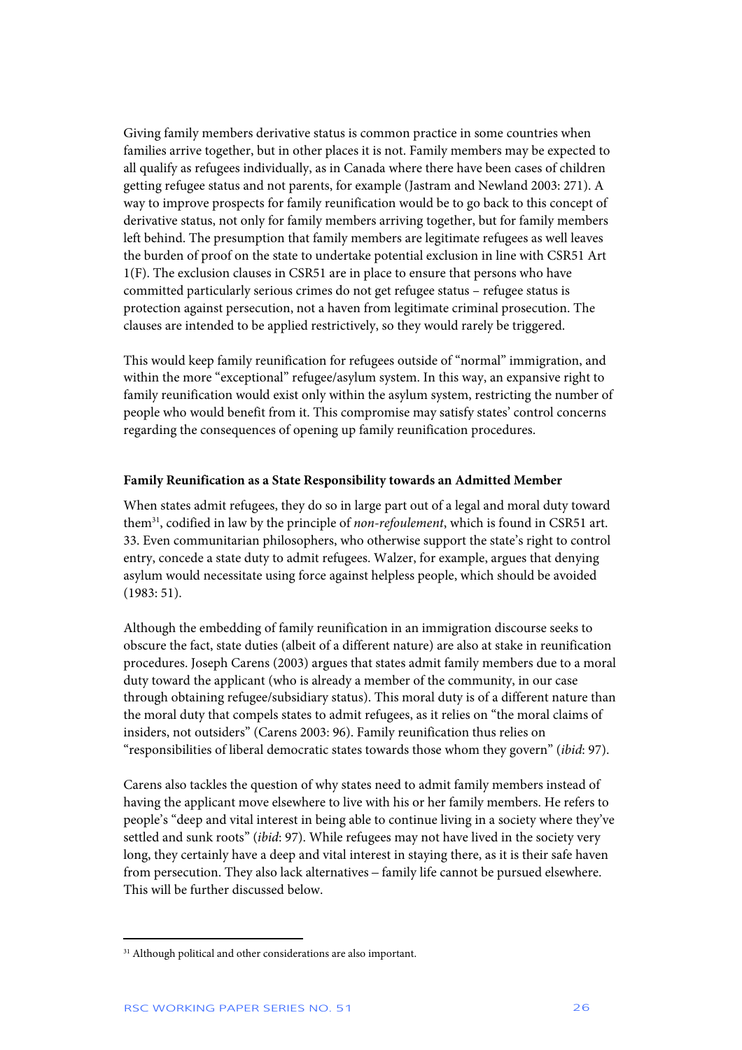Giving family members derivative status is common practice in some countries when families arrive together, but in other places it is not. Family members may be expected to all qualify as refugees individually, as in Canada where there have been cases of children getting refugee status and not parents, for example (Jastram and Newland 2003: 271). A way to improve prospects for family reunification would be to go back to this concept of derivative status, not only for family members arriving together, but for family members left behind. The presumption that family members are legitimate refugees as well leaves the burden of proof on the state to undertake potential exclusion in line with CSR51 Art 1(F). The exclusion clauses in CSR51 are in place to ensure that persons who have committed particularly serious crimes do not get refugee status – refugee status is protection against persecution, not a haven from legitimate criminal prosecution. The clauses are intended to be applied restrictively, so they would rarely be triggered.

This would keep family reunification for refugees outside of "normal" immigration, and within the more "exceptional" refugee/asylum system. In this way, an expansive right to family reunification would exist only within the asylum system, restricting the number of people who would benefit from it. This compromise may satisfy states' control concerns regarding the consequences of opening up family reunification procedures.

### Family Reunification as a State Responsibility towards an Admitted Member

When states admit refugees, they do so in large part out of a legal and moral duty toward them[31], codified in law by the principle of *non-refoulement*, which is found in CSR51 art. 33. Even communitarian philosophers, who otherwise support the state's right to control entry, concede a state duty to admit refugees. Walzer, for example, argues that denying asylum would necessitate using force against helpless people, which should be avoided (1983: 51).

Although the embedding of family reunification in an immigration discourse seeks to obscure the fact, state duties (albeit of a different nature) are also at stake in reunification procedures. Joseph Carens (2003) argues that states admit family members due to a moral duty toward the applicant (who is already a member of the community, in our case through obtaining refugee/subsidiary status). This moral duty is of a different nature than the moral duty that compels states to admit refugees, as it relies on "the moral claims of insiders, not outsiders" (Carens 2003: 96). Family reunification thus relies on "responsibilities of liberal democratic states towards those whom they govern" (*ibid*: 97).

Carens also tackles the question of why states need to admit family members instead of having the applicant move elsewhere to live with his or her family members. He refers to people's "deep and vital interest in being able to continue living in a society where they've settled and sunk roots" (*ibid*: 97). While refugees may not have lived in the society very long, they certainly have a deep and vital interest in staying there, as it is their safe haven from persecution. They also lack alternatives – family life cannot be pursued elsewhere. This will be further discussed below.

---

[31] Although political and other considerations are also important.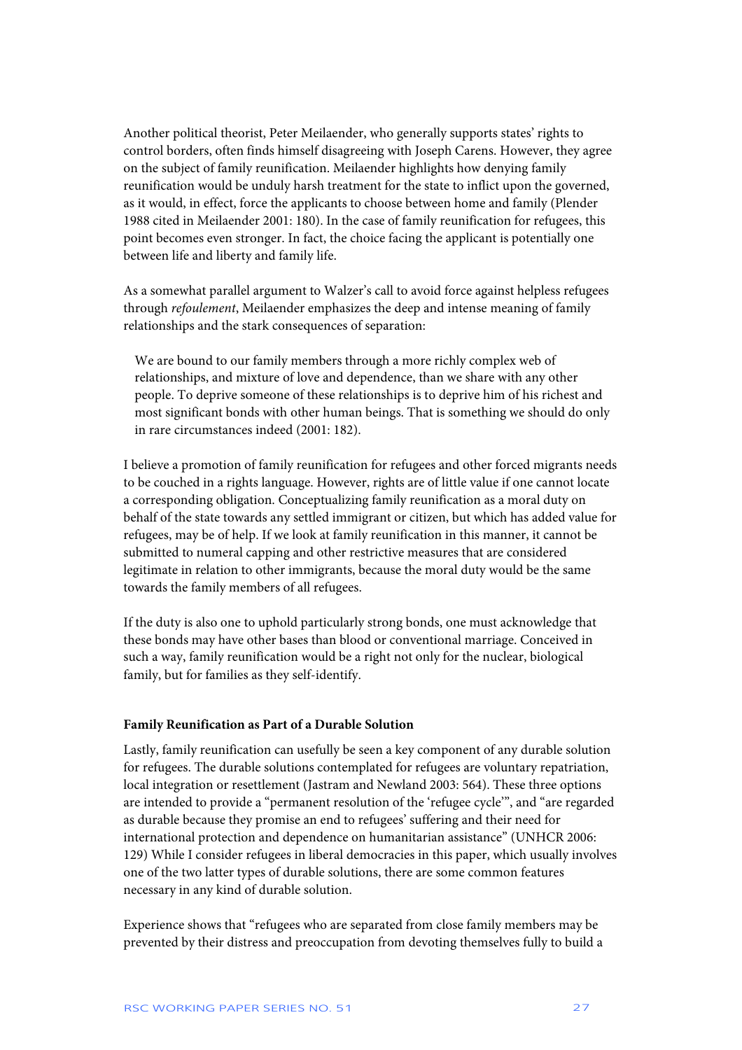Another political theorist, Peter Meilaender, who generally supports states' rights to control borders, often finds himself disagreeing with Joseph Carens. However, they agree on the subject of family reunification. Meilaender highlights how denying family reunification would be unduly harsh treatment for the state to inflict upon the governed, as it would, in effect, force the applicants to choose between home and family (Plender 1988 cited in Meilaender 2001: 180). In the case of family reunification for refugees, this point becomes even stronger. In fact, the choice facing the applicant is potentially one between life and liberty and family life.

As a somewhat parallel argument to Walzer's call to avoid force against helpless refugees through *refoulement*, Meilaender emphasizes the deep and intense meaning of family relationships and the stark consequences of separation:

> We are bound to our family members through a more richly complex web of relationships, and mixture of love and dependence, than we share with any other people. To deprive someone of these relationships is to deprive him of his richest and most significant bonds with other human beings. That is something we should do only in rare circumstances indeed (2001: 182).

I believe a promotion of family reunification for refugees and other forced migrants needs to be couched in a rights language. However, rights are of little value if one cannot locate a corresponding obligation. Conceptualizing family reunification as a moral duty on behalf of the state towards any settled immigrant or citizen, but which has added value for refugees, may be of help. If we look at family reunification in this manner, it cannot be submitted to numeral capping and other restrictive measures that are considered legitimate in relation to other immigrants, because the moral duty would be the same towards the family members of all refugees.

If the duty is also one to uphold particularly strong bonds, one must acknowledge that these bonds may have other bases than blood or conventional marriage. Conceived in such a way, family reunification would be a right not only for the nuclear, biological family, but for families as they self-identify.

### Family Reunification as Part of a Durable Solution

Lastly, family reunification can usefully be seen a key component of any durable solution for refugees. The durable solutions contemplated for refugees are voluntary repatriation, local integration or resettlement (Jastram and Newland 2003: 564). These three options are intended to provide a "permanent resolution of the 'refugee cycle'", and "are regarded as durable because they promise an end to refugees' suffering and their need for international protection and dependence on humanitarian assistance" (UNHCR 2006: 129) While I consider refugees in liberal democracies in this paper, which usually involves one of the two latter types of durable solutions, there are some common features necessary in any kind of durable solution.

Experience shows that "refugees who are separated from close family members may be prevented by their distress and preoccupation from devoting themselves fully to build a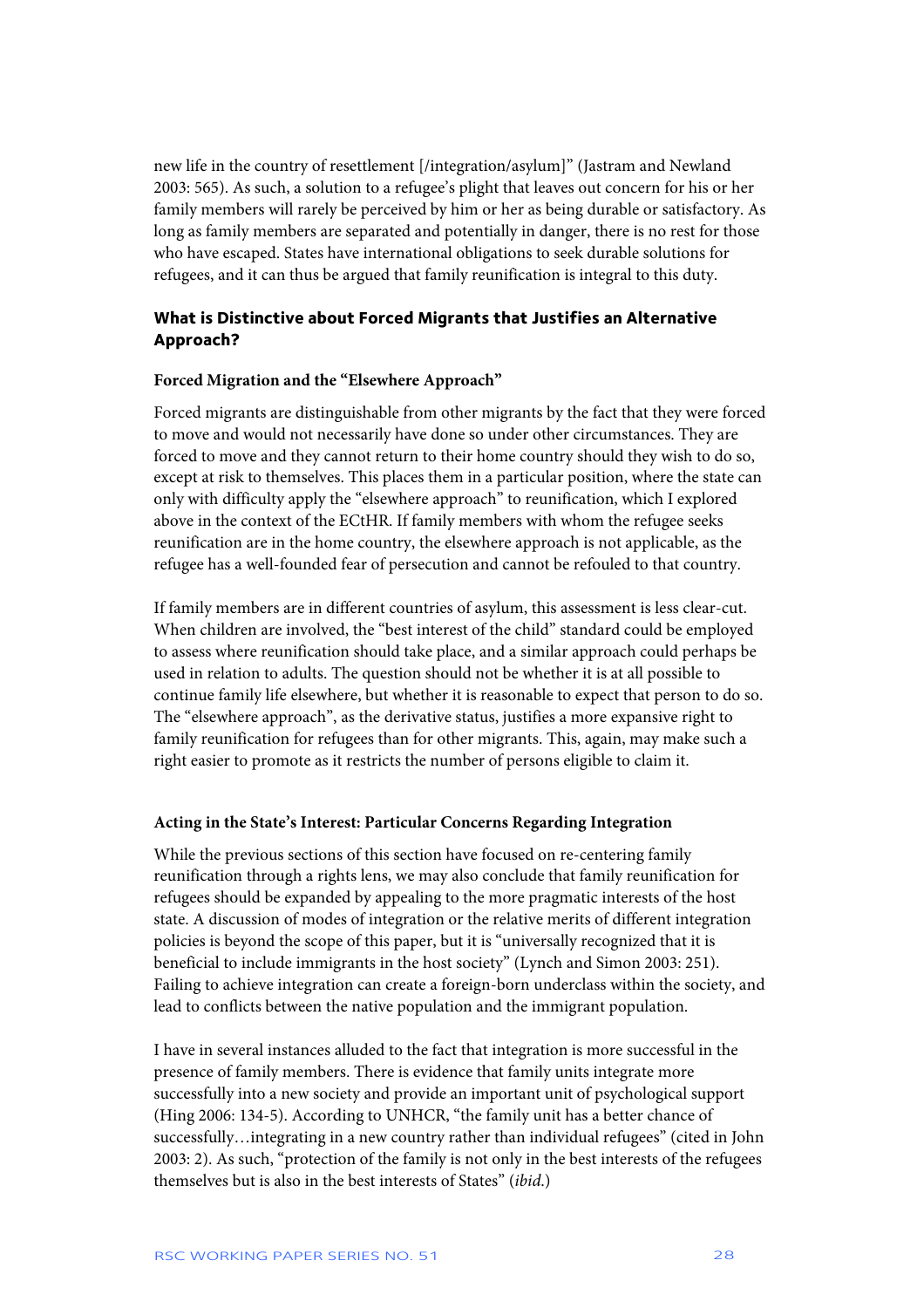new life in the country of resettlement [/integration/asylum]" (Jastram and Newland 2003: 565). As such, a solution to a refugee's plight that leaves out concern for his or her family members will rarely be perceived by him or her as being durable or satisfactory. As long as family members are separated and potentially in danger, there is no rest for those who have escaped. States have international obligations to seek durable solutions for refugees, and it can thus be argued that family reunification is integral to this duty.

### What is Distinctive about Forced Migrants that Justifies an Alternative Approach?

#### Forced Migration and the "Elsewhere Approach"

Forced migrants are distinguishable from other migrants by the fact that they were forced to move and would not necessarily have done so under other circumstances. They are forced to move and they cannot return to their home country should they wish to do so, except at risk to themselves. This places them in a particular position, where the state can only with difficulty apply the "elsewhere approach" to reunification, which I explored above in the context of the ECtHR. If family members with whom the refugee seeks reunification are in the home country, the elsewhere approach is not applicable, as the refugee has a well-founded fear of persecution and cannot be refouled to that country.

If family members are in different countries of asylum, this assessment is less clear-cut. When children are involved, the "best interest of the child" standard could be employed to assess where reunification should take place, and a similar approach could perhaps be used in relation to adults. The question should not be whether it is at all possible to continue family life elsewhere, but whether it is reasonable to expect that person to do so. The "elsewhere approach", as the derivative status, justifies a more expansive right to family reunification for refugees than for other migrants. This, again, may make such a right easier to promote as it restricts the number of persons eligible to claim it.

#### Acting in the State's Interest: Particular Concerns Regarding Integration

While the previous sections of this section have focused on re-centering family reunification through a rights lens, we may also conclude that family reunification for refugees should be expanded by appealing to the more pragmatic interests of the host state. A discussion of modes of integration or the relative merits of different integration policies is beyond the scope of this paper, but it is "universally recognized that it is beneficial to include immigrants in the host society" (Lynch and Simon 2003: 251). Failing to achieve integration can create a foreign-born underclass within the society, and lead to conflicts between the native population and the immigrant population.

I have in several instances alluded to the fact that integration is more successful in the presence of family members. There is evidence that family units integrate more successfully into a new society and provide an important unit of psychological support (Hing 2006: 134-5). According to UNHCR, "the family unit has a better chance of successfully…integrating in a new country rather than individual refugees" (cited in John 2003: 2). As such, "protection of the family is not only in the best interests of the refugees themselves but is also in the best interests of States" (*ibid.*)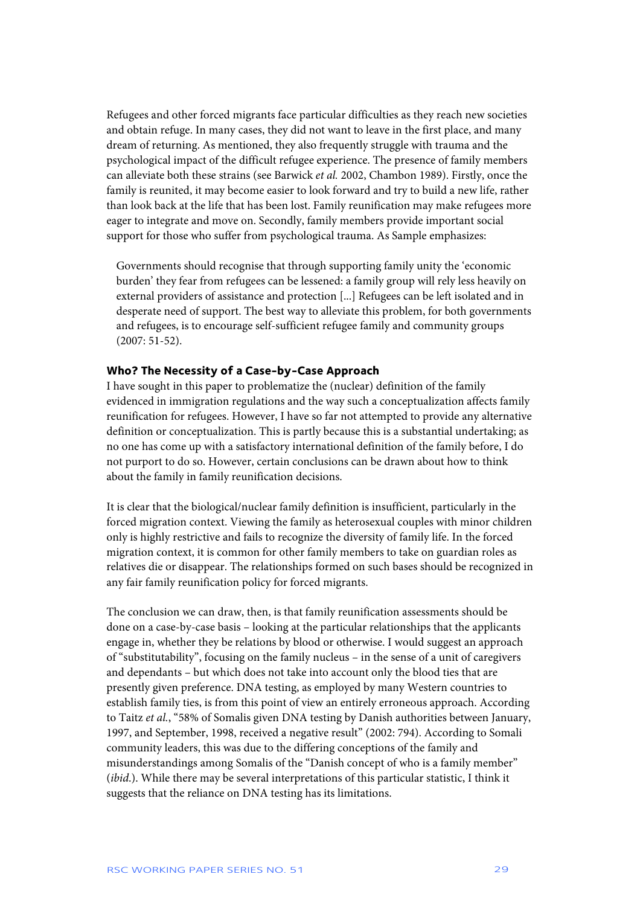Refugees and other forced migrants face particular difficulties as they reach new societies and obtain refuge. In many cases, they did not want to leave in the first place, and many dream of returning. As mentioned, they also frequently struggle with trauma and the psychological impact of the difficult refugee experience. The presence of family members can alleviate both these strains (see Barwick *et al.* 2002, Chambon 1989). Firstly, once the family is reunited, it may become easier to look forward and try to build a new life, rather than look back at the life that has been lost. Family reunification may make refugees more eager to integrate and move on. Secondly, family members provide important social support for those who suffer from psychological trauma. As Sample emphasizes:

> Governments should recognise that through supporting family unity the 'economic burden' they fear from refugees can be lessened: a family group will rely less heavily on external providers of assistance and protection [...] Refugees can be left isolated and in desperate need of support. The best way to alleviate this problem, for both governments and refugees, is to encourage self-sufficient refugee family and community groups (2007: 51-52).

### Who? The Necessity of a Case-by-Case Approach

I have sought in this paper to problematize the (nuclear) definition of the family evidenced in immigration regulations and the way such a conceptualization affects family reunification for refugees. However, I have so far not attempted to provide any alternative definition or conceptualization. This is partly because this is a substantial undertaking; as no one has come up with a satisfactory international definition of the family before, I do not purport to do so. However, certain conclusions can be drawn about how to think about the family in family reunification decisions.

It is clear that the biological/nuclear family definition is insufficient, particularly in the forced migration context. Viewing the family as heterosexual couples with minor children only is highly restrictive and fails to recognize the diversity of family life. In the forced migration context, it is common for other family members to take on guardian roles as relatives die or disappear. The relationships formed on such bases should be recognized in any fair family reunification policy for forced migrants.

The conclusion we can draw, then, is that family reunification assessments should be done on a case-by-case basis – looking at the particular relationships that the applicants engage in, whether they be relations by blood or otherwise. I would suggest an approach of "substitutability", focusing on the family nucleus – in the sense of a unit of caregivers and dependants – but which does not take into account only the blood ties that are presently given preference. DNA testing, as employed by many Western countries to establish family ties, is from this point of view an entirely erroneous approach. According to Taitz *et al.*, "58% of Somalis given DNA testing by Danish authorities between January, 1997, and September, 1998, received a negative result" (2002: 794). According to Somali community leaders, this was due to the differing conceptions of the family and misunderstandings among Somalis of the "Danish concept of who is a family member" (*ibid.*). While there may be several interpretations of this particular statistic, I think it suggests that the reliance on DNA testing has its limitations.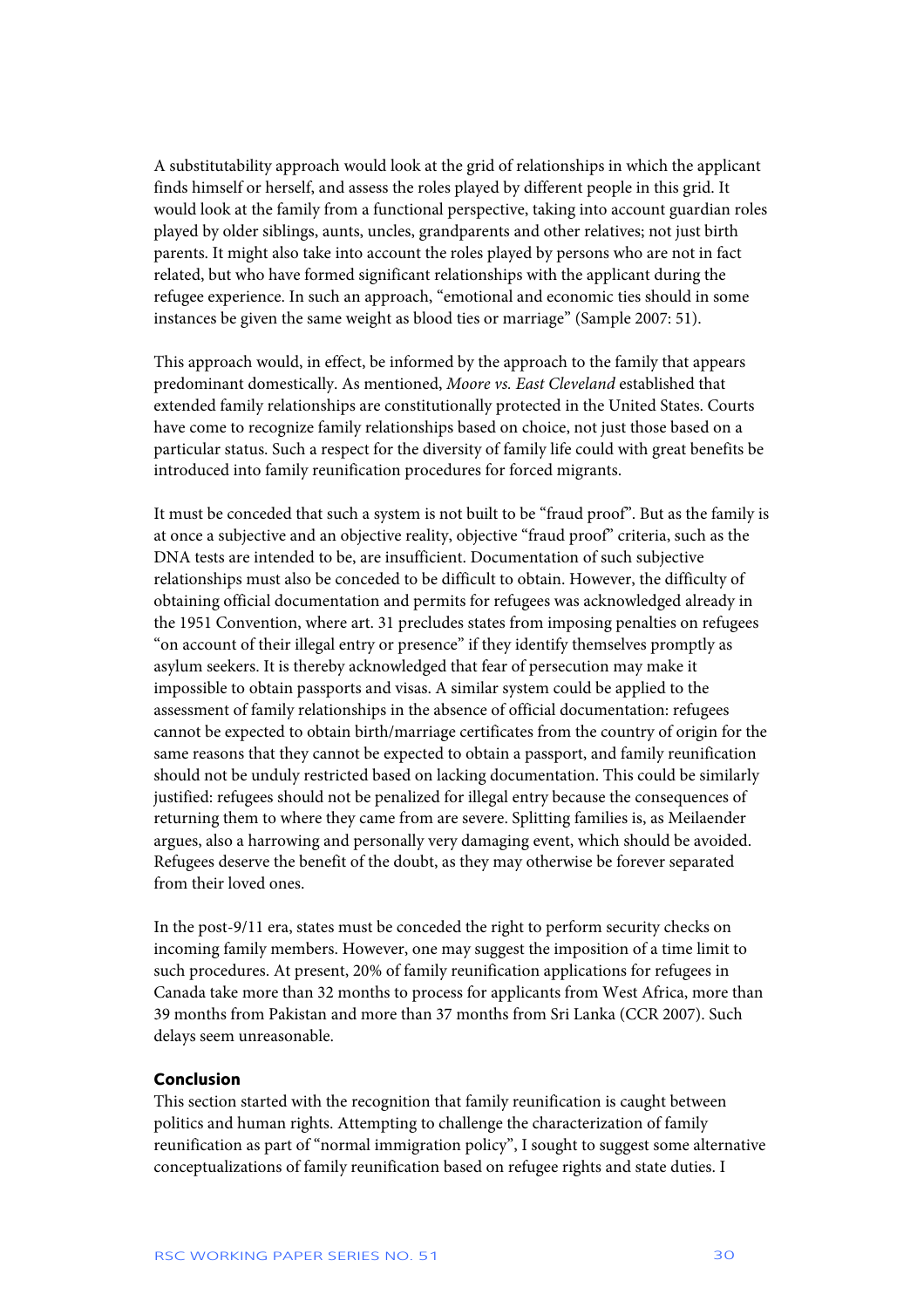A substitutability approach would look at the grid of relationships in which the applicant finds himself or herself, and assess the roles played by different people in this grid. It would look at the family from a functional perspective, taking into account guardian roles played by older siblings, aunts, uncles, grandparents and other relatives; not just birth parents. It might also take into account the roles played by persons who are not in fact related, but who have formed significant relationships with the applicant during the refugee experience. In such an approach, "emotional and economic ties should in some instances be given the same weight as blood ties or marriage" (Sample 2007: 51).

This approach would, in effect, be informed by the approach to the family that appears predominant domestically. As mentioned, *Moore vs. East Cleveland* established that extended family relationships are constitutionally protected in the United States. Courts have come to recognize family relationships based on choice, not just those based on a particular status. Such a respect for the diversity of family life could with great benefits be introduced into family reunification procedures for forced migrants.

It must be conceded that such a system is not built to be "fraud proof". But as the family is at once a subjective and an objective reality, objective "fraud proof" criteria, such as the DNA tests are intended to be, are insufficient. Documentation of such subjective relationships must also be conceded to be difficult to obtain. However, the difficulty of obtaining official documentation and permits for refugees was acknowledged already in the 1951 Convention, where art. 31 precludes states from imposing penalties on refugees "on account of their illegal entry or presence" if they identify themselves promptly as asylum seekers. It is thereby acknowledged that fear of persecution may make it impossible to obtain passports and visas. A similar system could be applied to the assessment of family relationships in the absence of official documentation: refugees cannot be expected to obtain birth/marriage certificates from the country of origin for the same reasons that they cannot be expected to obtain a passport, and family reunification should not be unduly restricted based on lacking documentation. This could be similarly justified: refugees should not be penalized for illegal entry because the consequences of returning them to where they came from are severe. Splitting families is, as Meilaender argues, also a harrowing and personally very damaging event, which should be avoided. Refugees deserve the benefit of the doubt, as they may otherwise be forever separated from their loved ones.

In the post-9/11 era, states must be conceded the right to perform security checks on incoming family members. However, one may suggest the imposition of a time limit to such procedures. At present, 20% of family reunification applications for refugees in Canada take more than 32 months to process for applicants from West Africa, more than 39 months from Pakistan and more than 37 months from Sri Lanka (CCR 2007). Such delays seem unreasonable.

### Conclusion

This section started with the recognition that family reunification is caught between politics and human rights. Attempting to challenge the characterization of family reunification as part of "normal immigration policy", I sought to suggest some alternative conceptualizations of family reunification based on refugee rights and state duties. I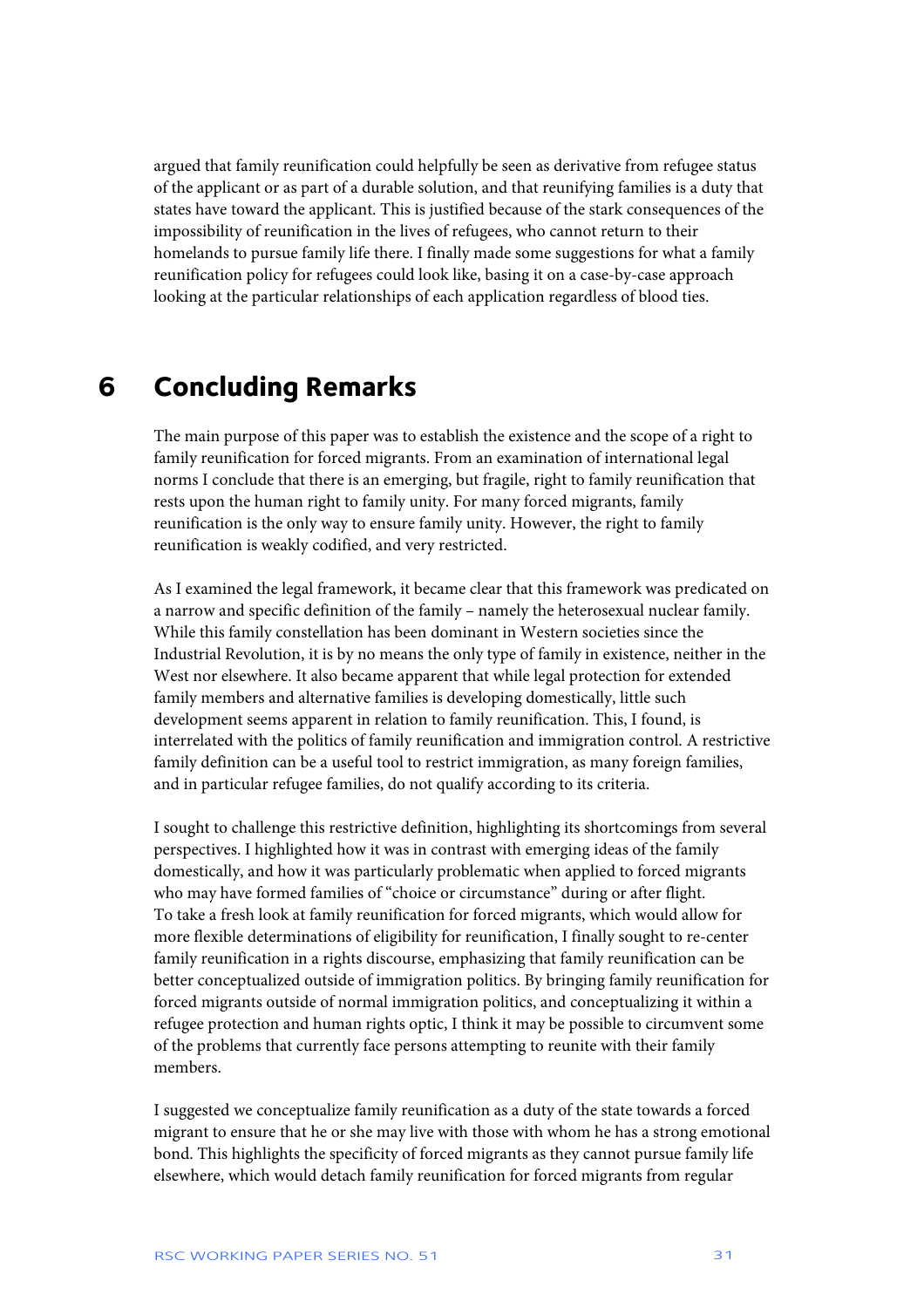argued that family reunification could helpfully be seen as derivative from refugee status of the applicant or as part of a durable solution, and that reunifying families is a duty that states have toward the applicant. This is justified because of the stark consequences of the impossibility of reunification in the lives of refugees, who cannot return to their homelands to pursue family life there. I finally made some suggestions for what a family reunification policy for refugees could look like, basing it on a case-by-case approach looking at the particular relationships of each application regardless of blood ties.

# 6 Concluding Remarks

The main purpose of this paper was to establish the existence and the scope of a right to family reunification for forced migrants. From an examination of international legal norms I conclude that there is an emerging, but fragile, right to family reunification that rests upon the human right to family unity. For many forced migrants, family reunification is the only way to ensure family unity. However, the right to family reunification is weakly codified, and very restricted.

As I examined the legal framework, it became clear that this framework was predicated on a narrow and specific definition of the family – namely the heterosexual nuclear family. While this family constellation has been dominant in Western societies since the Industrial Revolution, it is by no means the only type of family in existence, neither in the West nor elsewhere. It also became apparent that while legal protection for extended family members and alternative families is developing domestically, little such development seems apparent in relation to family reunification. This, I found, is interrelated with the politics of family reunification and immigration control. A restrictive family definition can be a useful tool to restrict immigration, as many foreign families, and in particular refugee families, do not qualify according to its criteria.

I sought to challenge this restrictive definition, highlighting its shortcomings from several perspectives. I highlighted how it was in contrast with emerging ideas of the family domestically, and how it was particularly problematic when applied to forced migrants who may have formed families of "choice or circumstance" during or after flight. To take a fresh look at family reunification for forced migrants, which would allow for more flexible determinations of eligibility for reunification, I finally sought to re-center family reunification in a rights discourse, emphasizing that family reunification can be better conceptualized outside of immigration politics. By bringing family reunification for forced migrants outside of normal immigration politics, and conceptualizing it within a refugee protection and human rights optic, I think it may be possible to circumvent some of the problems that currently face persons attempting to reunite with their family members.

I suggested we conceptualize family reunification as a duty of the state towards a forced migrant to ensure that he or she may live with those with whom he has a strong emotional bond. This highlights the specificity of forced migrants as they cannot pursue family life elsewhere, which would detach family reunification for forced migrants from regular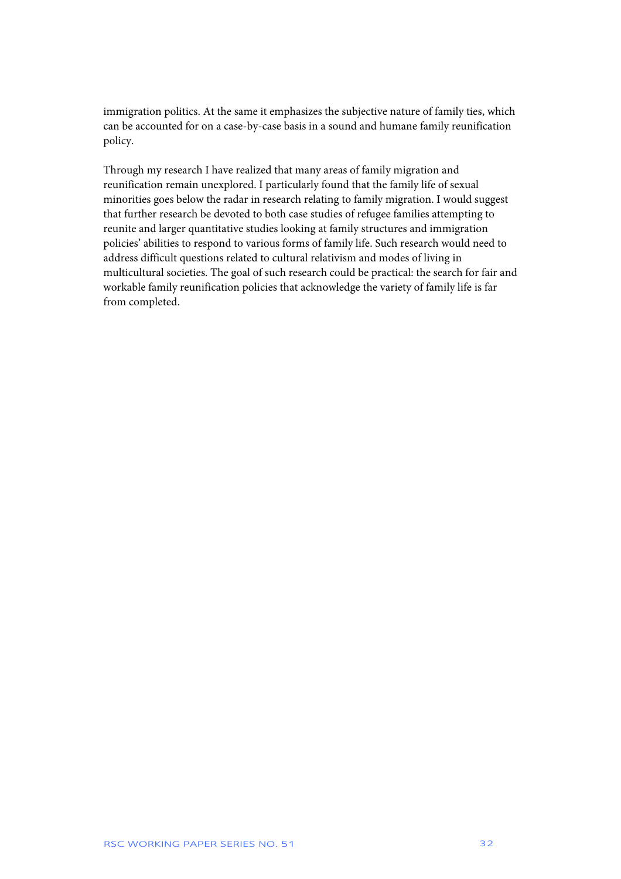immigration politics. At the same it emphasizes the subjective nature of family ties, which can be accounted for on a case-by-case basis in a sound and humane family reunification policy.

Through my research I have realized that many areas of family migration and reunification remain unexplored. I particularly found that the family life of sexual minorities goes below the radar in research relating to family migration. I would suggest that further research be devoted to both case studies of refugee families attempting to reunite and larger quantitative studies looking at family structures and immigration policies' abilities to respond to various forms of family life. Such research would need to address difficult questions related to cultural relativism and modes of living in multicultural societies. The goal of such research could be practical: the search for fair and workable family reunification policies that acknowledge the variety of family life is far from completed.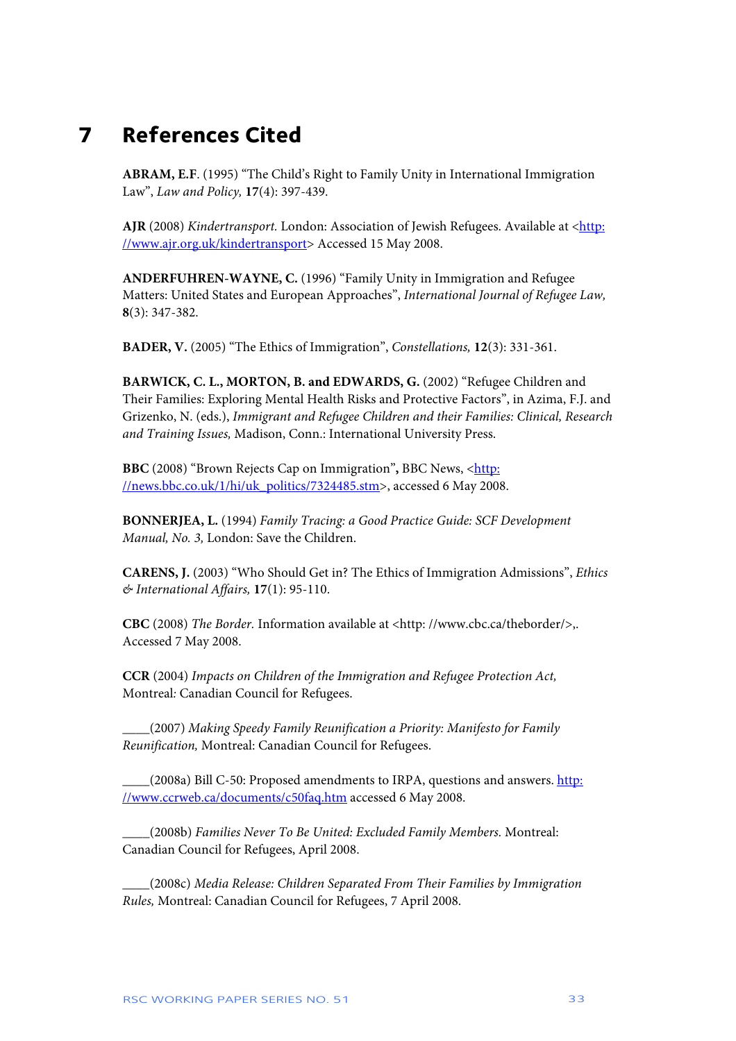# 7 References Cited

**ABRAM, E.F**. (1995) "The Child's Right to Family Unity in International Immigration Law", *Law and Policy,* **17**(4): 397-439.

**AJR** (2008) *Kindertransport.* London: Association of Jewish Refugees. Available at <http://www.ajr.org.uk/kindertransport> Accessed 15 May 2008.

**ANDERFUHREN-WAYNE, C.** (1996) "Family Unity in Immigration and Refugee Matters: United States and European Approaches", *International Journal of Refugee Law,* **8**(3): 347-382.

**BADER, V.** (2005) "The Ethics of Immigration", *Constellations,* **12**(3): 331-361.

**BARWICK, C. L., MORTON, B. and EDWARDS, G.** (2002) "Refugee Children and Their Families: Exploring Mental Health Risks and Protective Factors", in Azima, F.J. and Grizenko, N. (eds.), *Immigrant and Refugee Children and their Families: Clinical, Research and Training Issues,* Madison, Conn.: International University Press.

**BBC** (2008) "Brown Rejects Cap on Immigration"**,** BBC News, <http://news.bbc.co.uk/1/hi/uk_politics/7324485.stm>, accessed 6 May 2008.

**BONNERJEA, L.** (1994) *Family Tracing: a Good Practice Guide: SCF Development Manual, No. 3,* London: Save the Children.

**CARENS, J.** (2003) "Who Should Get in? The Ethics of Immigration Admissions", *Ethics & International Affairs,* **17**(1): 95-110.

**CBC** (2008) *The Border.* Information available at <http: //www.cbc.ca/theborder/>,. Accessed 7 May 2008.

**CCR** (2004) *Impacts on Children of the Immigration and Refugee Protection Act,* Montreal: Canadian Council for Refugees.

____(2007) *Making Speedy Family Reunification a Priority: Manifesto for Family Reunification,* Montreal: Canadian Council for Refugees.

____(2008a) Bill C-50: Proposed amendments to IRPA, questions and answers. http://www.ccrweb.ca/documents/c50faq.htm accessed 6 May 2008.

____(2008b) *Families Never To Be United: Excluded Family Members.* Montreal: Canadian Council for Refugees, April 2008.

____(2008c) *Media Release: Children Separated From Their Families by Immigration Rules,* Montreal: Canadian Council for Refugees, 7 April 2008.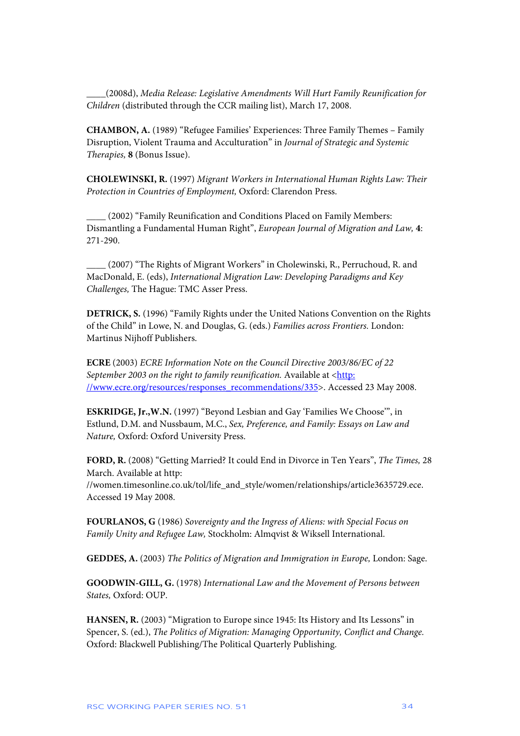____(2008d), *Media Release: Legislative Amendments Will Hurt Family Reunification for Children* (distributed through the CCR mailing list), March 17, 2008.

**CHAMBON, A.** (1989) "Refugee Families' Experiences: Three Family Themes – Family Disruption, Violent Trauma and Acculturation" in *Journal of Strategic and Systemic Therapies,* **8** (Bonus Issue).

**CHOLEWINSKI, R.** (1997) *Migrant Workers in International Human Rights Law: Their Protection in Countries of Employment,* Oxford: Clarendon Press.

____ (2002) "Family Reunification and Conditions Placed on Family Members: Dismantling a Fundamental Human Right", *European Journal of Migration and Law,* **4**: 271-290.

____ (2007) "The Rights of Migrant Workers" in Cholewinski, R., Perruchoud, R. and MacDonald, E. (eds), *International Migration Law: Developing Paradigms and Key Challenges,* The Hague: TMC Asser Press.

**DETRICK, S.** (1996) "Family Rights under the United Nations Convention on the Rights of the Child" in Lowe, N. and Douglas, G. (eds.) *Families across Frontiers.* London: Martinus Nijhoff Publishers.

**ECRE** (2003) *ECRE Information Note on the Council Directive 2003/86/EC of 22 September 2003 on the right to family reunification.* Available at <http://www.ecre.org/resources/responses_recommendations/335>. Accessed 23 May 2008.

**ESKRIDGE, Jr.,W.N.** (1997) "Beyond Lesbian and Gay 'Families We Choose'", in Estlund, D.M. and Nussbaum, M.C., *Sex, Preference, and Family: Essays on Law and Nature,* Oxford: Oxford University Press.

**FORD, R.** (2008) "Getting Married? It could End in Divorce in Ten Years", *The Times,* 28 March. Available at http://women.timesonline.co.uk/tol/life_and_style/women/relationships/article3635729.ece. Accessed 19 May 2008.

**FOURLANOS, G** (1986) *Sovereignty and the Ingress of Aliens: with Special Focus on Family Unity and Refugee Law,* Stockholm: Almqvist & Wiksell International.

**GEDDES, A.** (2003) *The Politics of Migration and Immigration in Europe,* London: Sage.

**GOODWIN-GILL, G.** (1978) *International Law and the Movement of Persons between States,* Oxford: OUP.

**HANSEN, R.** (2003) "Migration to Europe since 1945: Its History and Its Lessons" in Spencer, S. (ed.), *The Politics of Migration: Managing Opportunity, Conflict and Change.* Oxford: Blackwell Publishing/The Political Quarterly Publishing.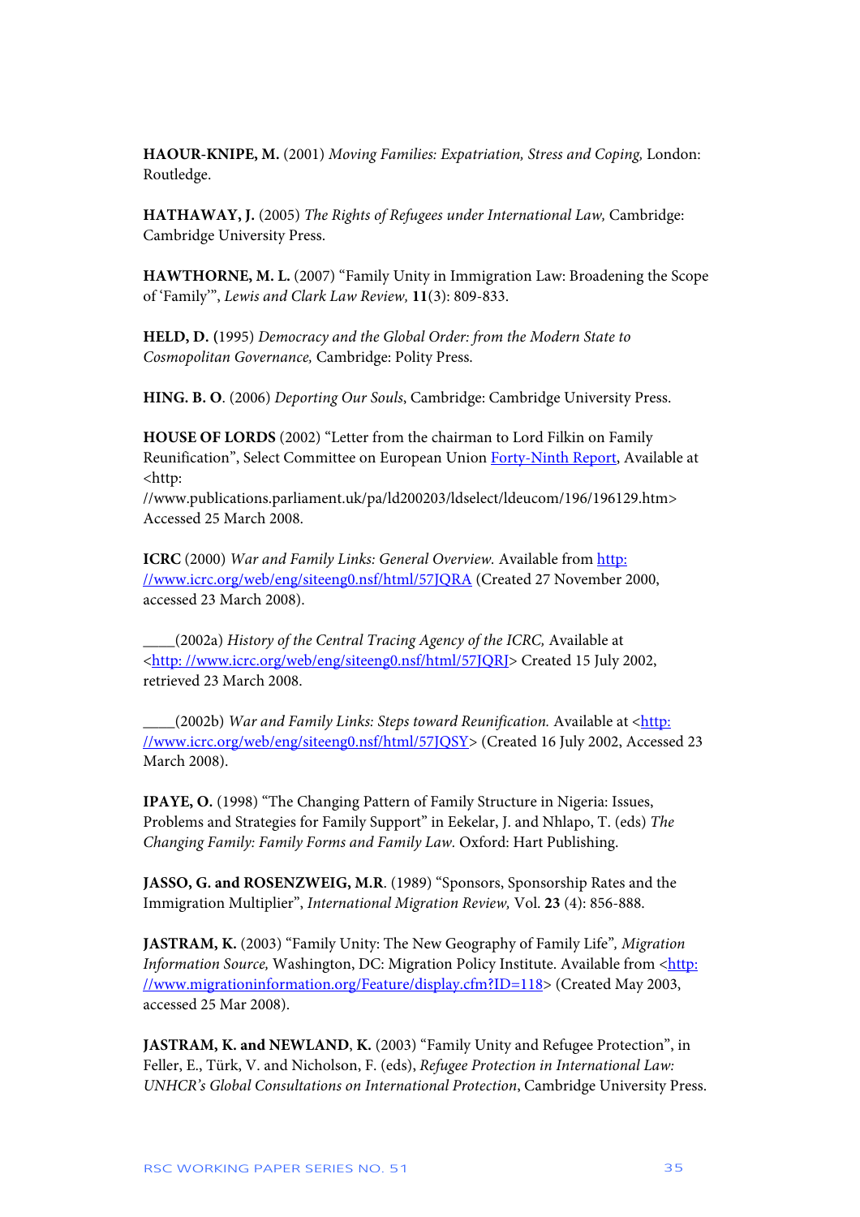**HAOUR-KNIPE, M.** (2001) *Moving Families: Expatriation, Stress and Coping,* London: Routledge.

**HATHAWAY, J.** (2005) *The Rights of Refugees under International Law,* Cambridge: Cambridge University Press.

**HAWTHORNE, M. L.** (2007) "Family Unity in Immigration Law: Broadening the Scope of 'Family'", *Lewis and Clark Law Review,* **11**(3): 809-833.

**HELD, D. (**1995) *Democracy and the Global Order: from the Modern State to Cosmopolitan Governance,* Cambridge: Polity Press.

**HING. B. O**. (2006) *Deporting Our Souls*, Cambridge: Cambridge University Press.

**HOUSE OF LORDS** (2002) "Letter from the chairman to Lord Filkin on Family Reunification", Select Committee on European Union Forty-Ninth Report, Available at <http: //www.publications.parliament.uk/pa/ld200203/ldselect/ldeucom/196/196129.htm> Accessed 25 March 2008.

**ICRC** (2000) *War and Family Links: General Overview.* Available from http: //www.icrc.org/web/eng/siteeng0.nsf/html/57JQRA (Created 27 November 2000, accessed 23 March 2008).

____(2002a) *History of the Central Tracing Agency of the ICRC,* Available at <http: //www.icrc.org/web/eng/siteeng0.nsf/html/57JQRJ> Created 15 July 2002, retrieved 23 March 2008.

____(2002b) *War and Family Links: Steps toward Reunification.* Available at <http: //www.icrc.org/web/eng/siteeng0.nsf/html/57JQSY> (Created 16 July 2002, Accessed 23 March 2008).

**IPAYE, O.** (1998) "The Changing Pattern of Family Structure in Nigeria: Issues, Problems and Strategies for Family Support" in Eekelar, J. and Nhlapo, T. (eds) *The Changing Family: Family Forms and Family Law.* Oxford: Hart Publishing.

**JASSO, G. and ROSENZWEIG, M.R**. (1989) "Sponsors, Sponsorship Rates and the Immigration Multiplier", *International Migration Review,* Vol. **23** (4): 856-888.

**JASTRAM, K.** (2003) "Family Unity: The New Geography of Family Life"*, Migration Information Source,* Washington, DC: Migration Policy Institute. Available from <http: //www.migrationinformation.org/Feature/display.cfm?ID=118> (Created May 2003, accessed 25 Mar 2008).

**JASTRAM, K. and NEWLAND, K.** (2003) "Family Unity and Refugee Protection", in Feller, E., Türk, V. and Nicholson, F. (eds), *Refugee Protection in International Law: UNHCR's Global Consultations on International Protection*, Cambridge University Press.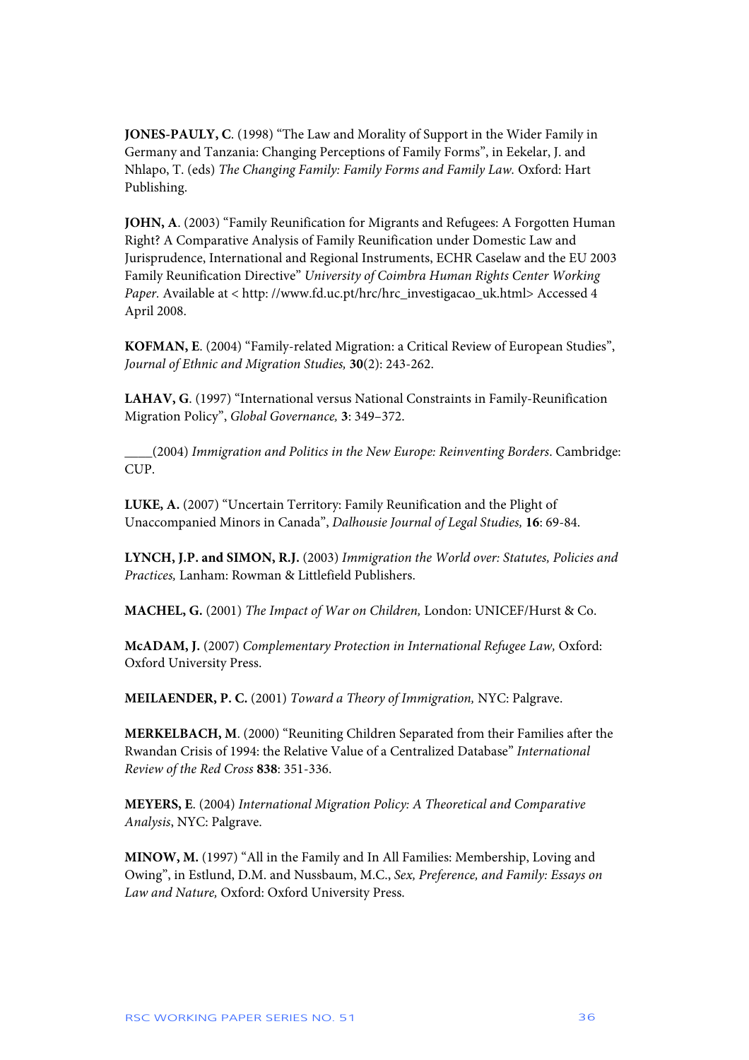**JONES-PAULY, C**. (1998) "The Law and Morality of Support in the Wider Family in Germany and Tanzania: Changing Perceptions of Family Forms", in Eekelar, J. and Nhlapo, T. (eds) *The Changing Family: Family Forms and Family Law.* Oxford: Hart Publishing.

**JOHN, A**. (2003) "Family Reunification for Migrants and Refugees: A Forgotten Human Right? A Comparative Analysis of Family Reunification under Domestic Law and Jurisprudence, International and Regional Instruments, ECHR Caselaw and the EU 2003 Family Reunification Directive" *University of Coimbra Human Rights Center Working Paper.* Available at < http: //www.fd.uc.pt/hrc/hrc_investigacao_uk.html> Accessed 4 April 2008.

**KOFMAN, E**. (2004) "Family-related Migration: a Critical Review of European Studies", *Journal of Ethnic and Migration Studies,* **30**(2): 243-262.

**LAHAV, G**. (1997) "International versus National Constraints in Family-Reunification Migration Policy", *Global Governance,* **3**: 349–372.

____(2004) *Immigration and Politics in the New Europe: Reinventing Borders*. Cambridge: CUP.

**LUKE, A.** (2007) "Uncertain Territory: Family Reunification and the Plight of Unaccompanied Minors in Canada", *Dalhousie Journal of Legal Studies,* **16**: 69-84.

**LYNCH, J.P. and SIMON, R.J.** (2003) *Immigration the World over: Statutes, Policies and Practices,* Lanham: Rowman & Littlefield Publishers.

**MACHEL, G.** (2001) *The Impact of War on Children,* London: UNICEF/Hurst & Co.

**McADAM, J.** (2007) *Complementary Protection in International Refugee Law,* Oxford: Oxford University Press.

**MEILAENDER, P. C.** (2001) *Toward a Theory of Immigration,* NYC: Palgrave.

**MERKELBACH, M**. (2000) "Reuniting Children Separated from their Families after the Rwandan Crisis of 1994: the Relative Value of a Centralized Database" *International Review of the Red Cross* **838**: 351-336.

**MEYERS, E**. (2004) *International Migration Policy: A Theoretical and Comparative Analysis*, NYC: Palgrave.

**MINOW, M.** (1997) "All in the Family and In All Families: Membership, Loving and Owing", in Estlund, D.M. and Nussbaum, M.C., *Sex, Preference, and Family: Essays on Law and Nature,* Oxford: Oxford University Press.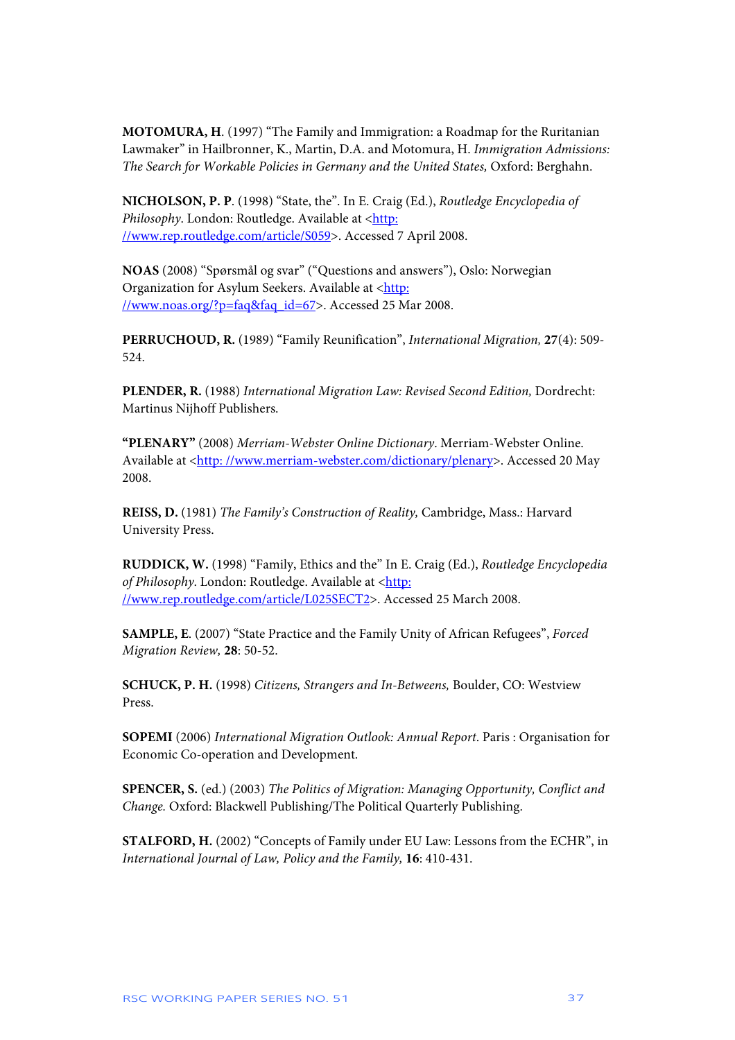**MOTOMURA, H**. (1997) "The Family and Immigration: a Roadmap for the Ruritanian Lawmaker" in Hailbronner, K., Martin, D.A. and Motomura, H. *Immigration Admissions: The Search for Workable Policies in Germany and the United States,* Oxford: Berghahn.

**NICHOLSON, P. P**. (1998) "State, the". In E. Craig (Ed.), *Routledge Encyclopedia of Philosophy*. London: Routledge. Available at <http: //www.rep.routledge.com/article/S059>. Accessed 7 April 2008.

**NOAS** (2008) "Spørsmål og svar" ("Questions and answers"), Oslo: Norwegian Organization for Asylum Seekers. Available at <http: //www.noas.org/?p=faq&faq_id=67>. Accessed 25 Mar 2008.

**PERRUCHOUD, R.** (1989) "Family Reunification", *International Migration,* **27**(4): 509-524.

**PLENDER, R.** (1988) *International Migration Law: Revised Second Edition,* Dordrecht: Martinus Nijhoff Publishers.

**"PLENARY"** (2008) *Merriam-Webster Online Dictionary*. Merriam-Webster Online. Available at <http: //www.merriam-webster.com/dictionary/plenary>. Accessed 20 May 2008.

**REISS, D.** (1981) *The Family's Construction of Reality,* Cambridge, Mass.: Harvard University Press.

**RUDDICK, W.** (1998) "Family, Ethics and the" In E. Craig (Ed.), *Routledge Encyclopedia of Philosophy*. London: Routledge. Available at <http: //www.rep.routledge.com/article/L025SECT2>. Accessed 25 March 2008.

**SAMPLE, E**. (2007) "State Practice and the Family Unity of African Refugees", *Forced Migration Review,* **28**: 50-52.

**SCHUCK, P. H.** (1998) *Citizens, Strangers and In-Betweens,* Boulder, CO: Westview Press.

**SOPEMI** (2006) *International Migration Outlook: Annual Report*. Paris : Organisation for Economic Co-operation and Development.

**SPENCER, S.** (ed.) (2003) *The Politics of Migration: Managing Opportunity, Conflict and Change.* Oxford: Blackwell Publishing/The Political Quarterly Publishing.

**STALFORD, H.** (2002) "Concepts of Family under EU Law: Lessons from the ECHR", in *International Journal of Law, Policy and the Family,* **16**: 410-431.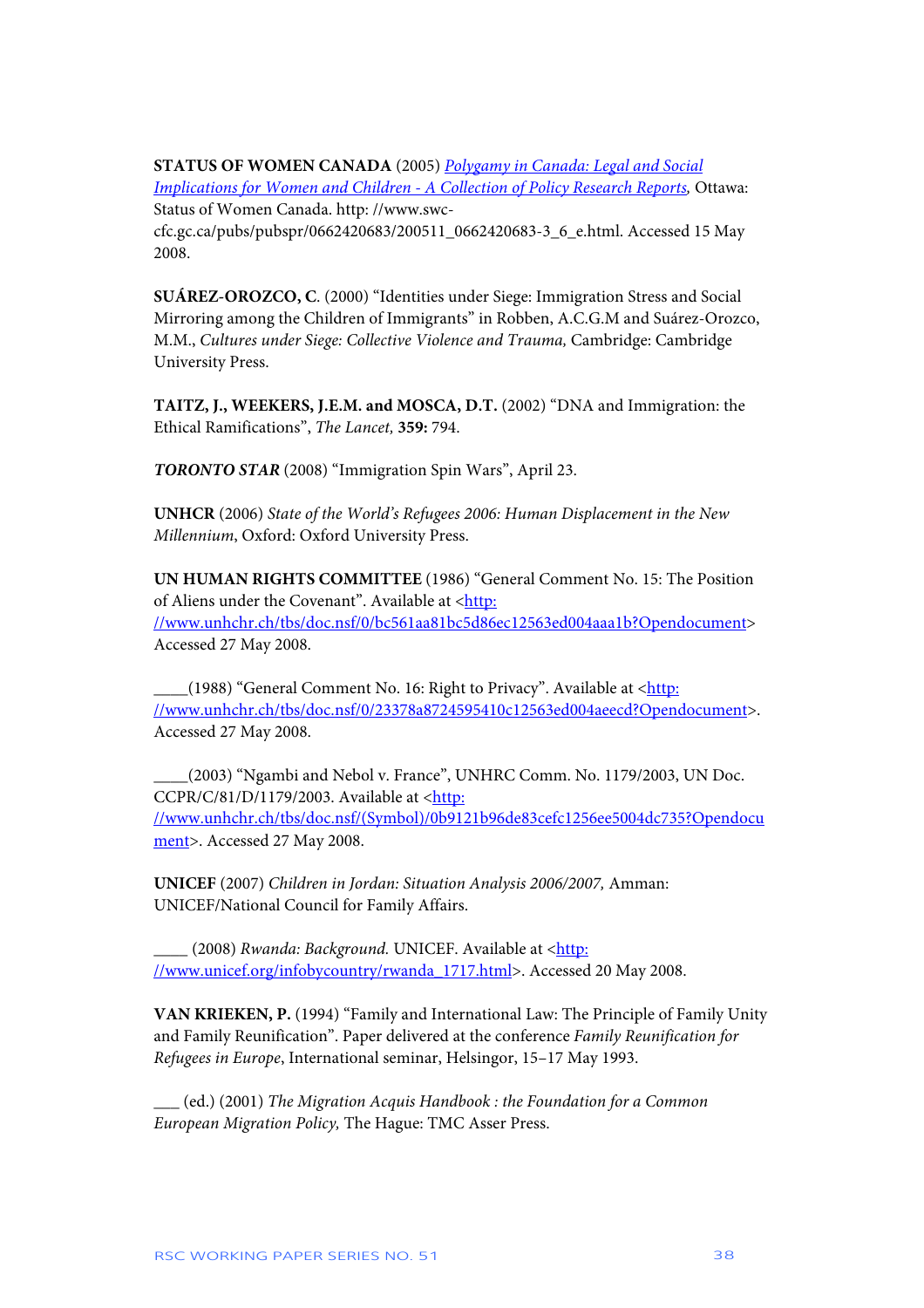**STATUS OF WOMEN CANADA** (2005) [*Polygamy in Canada: Legal and Social Implications for Women and Children - A Collection of Policy Research Reports*](http://www.swc-cfc.gc.ca/pubs/pubspr/0662420683/200511_0662420683-3_6_e.html), Ottawa: Status of Women Canada. http: //www.swc-cfc.gc.ca/pubs/pubspr/0662420683/200511_0662420683-3_6_e.html. Accessed 15 May 2008.

**SUÁREZ-OROZCO, C.** (2000) "Identities under Siege: Immigration Stress and Social Mirroring among the Children of Immigrants" in Robben, A.C.G.M and Suárez-Orozco, M.M., *Cultures under Siege: Collective Violence and Trauma,* Cambridge: Cambridge University Press.

**TAITZ, J., WEEKERS, J.E.M. and MOSCA, D.T.** (2002) "DNA and Immigration: the Ethical Ramifications", *The Lancet,* **359:** 794.

***TORONTO STAR*** (2008) "Immigration Spin Wars", April 23.

**UNHCR** (2006) *State of the World's Refugees 2006: Human Displacement in the New Millennium*, Oxford: Oxford University Press.

**UN HUMAN RIGHTS COMMITTEE** (1986) "General Comment No. 15: The Position of Aliens under the Covenant". Available at <[http: //www.unhchr.ch/tbs/doc.nsf/0/bc561aa81bc5d86ec12563ed004aaa1b?Opendocument](http://www.unhchr.ch/tbs/doc.nsf/0/bc561aa81bc5d86ec12563ed004aaa1b?Opendocument)> Accessed 27 May 2008.

____(1988) "General Comment No. 16: Right to Privacy". Available at <[http: //www.unhchr.ch/tbs/doc.nsf/0/23378a8724595410c12563ed004aeecd?Opendocument](http://www.unhchr.ch/tbs/doc.nsf/0/23378a8724595410c12563ed004aeecd?Opendocument)>. Accessed 27 May 2008.

____(2003) "Ngambi and Nebol v. France", UNHRC Comm. No. 1179/2003, UN Doc. CCPR/C/81/D/1179/2003. Available at <[http: //www.unhchr.ch/tbs/doc.nsf/(Symbol)/0b9121b96de83cefc1256ee5004dc735?Opendocument](http://www.unhchr.ch/tbs/doc.nsf/(Symbol)/0b9121b96de83cefc1256ee5004dc735?Opendocument)>. Accessed 27 May 2008.

**UNICEF** (2007) *Children in Jordan: Situation Analysis 2006/2007,* Amman: UNICEF/National Council for Family Affairs.

____ (2008) *Rwanda: Background.* UNICEF. Available at <[http: //www.unicef.org/infobycountry/rwanda_1717.html](http://www.unicef.org/infobycountry/rwanda_1717.html)>. Accessed 20 May 2008.

**VAN KRIEKEN, P.** (1994) "Family and International Law: The Principle of Family Unity and Family Reunification". Paper delivered at the conference *Family Reunification for Refugees in Europe*, International seminar, Helsingor, 15–17 May 1993.

___ (ed.) (2001) *The Migration Acquis Handbook : the Foundation for a Common European Migration Policy,* The Hague: TMC Asser Press.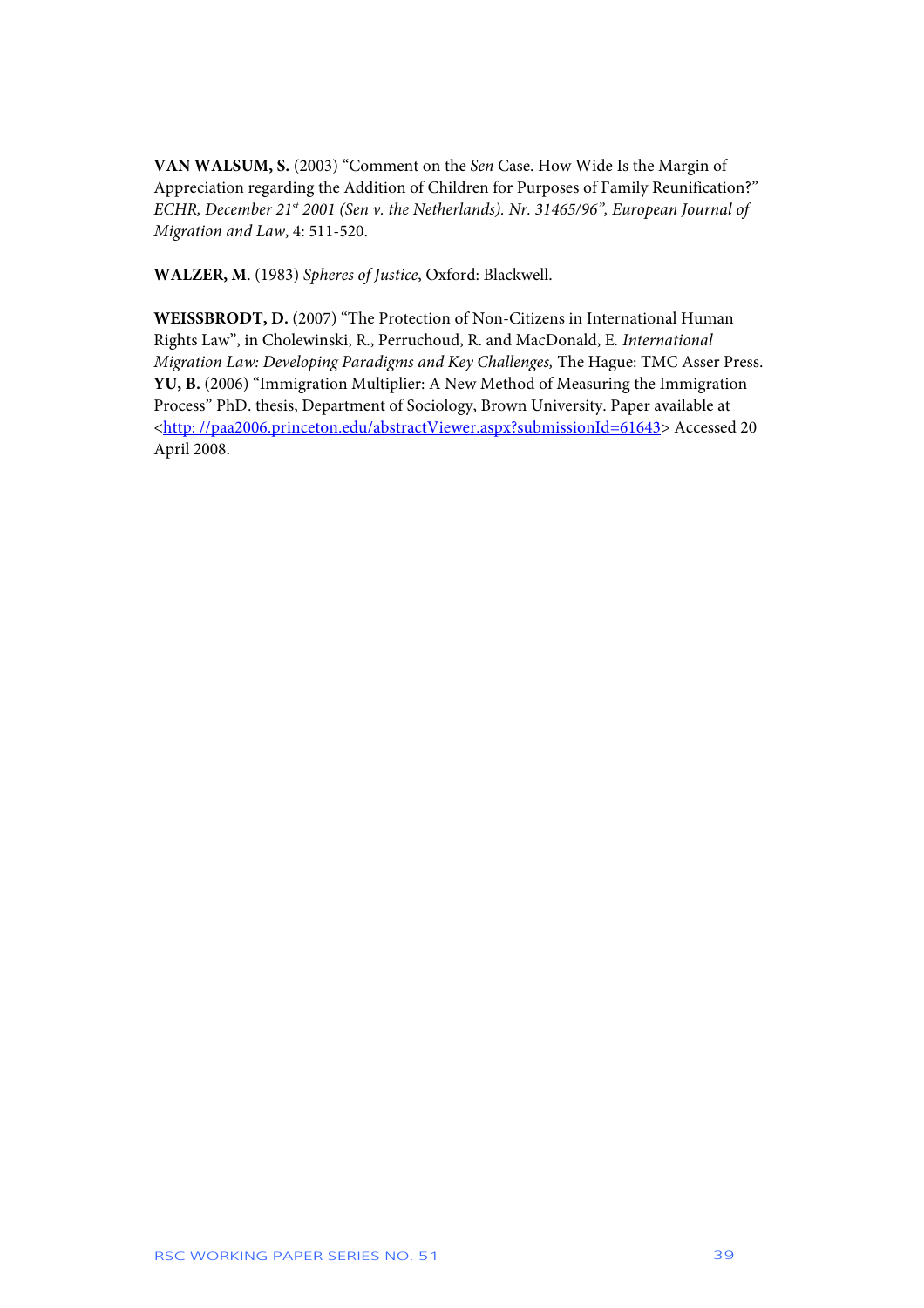**VAN WALSUM, S.** (2003) "Comment on the *Sen* Case. How Wide Is the Margin of Appreciation regarding the Addition of Children for Purposes of Family Reunification?" *ECHR, December 21st 2001 (Sen v. the Netherlands). Nr. 31465/96", European Journal of Migration and Law*, 4: 511-520.

**WALZER, M**. (1983) *Spheres of Justice*, Oxford: Blackwell.

**WEISSBRODT, D.** (2007) "The Protection of Non-Citizens in International Human Rights Law", in Cholewinski, R., Perruchoud, R. and MacDonald, E. *International Migration Law: Developing Paradigms and Key Challenges,* The Hague: TMC Asser Press.

**YU, B.** (2006) "Immigration Multiplier: A New Method of Measuring the Immigration Process" PhD. thesis, Department of Sociology, Brown University. Paper available at <http: //paa2006.princeton.edu/abstractViewer.aspx?submissionId=61643> Accessed 20 April 2008.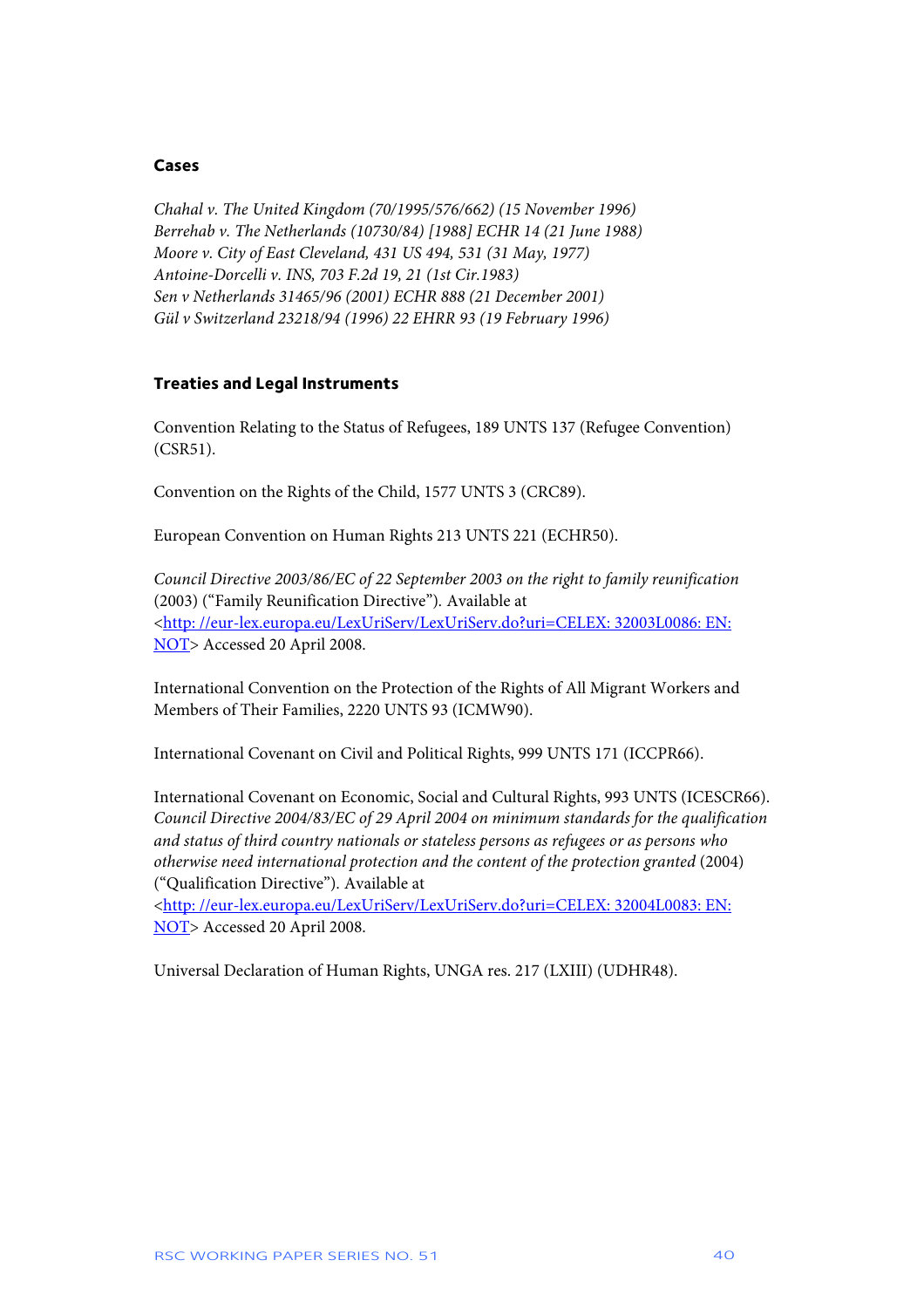### Cases

*Chahal v. The United Kingdom (70/1995/576/662) (15 November 1996)*
*Berrehab v. The Netherlands (10730/84) [1988] ECHR 14 (21 June 1988)*
*Moore v. City of East Cleveland, 431 US 494, 531 (31 May, 1977)*
*Antoine-Dorcelli v. INS, 703 F.2d 19, 21 (1st Cir.1983)*
*Sen v Netherlands 31465/96 (2001) ECHR 888 (21 December 2001)*
*Gül v Switzerland 23218/94 (1996) 22 EHRR 93 (19 February 1996)*

### Treaties and Legal Instruments

Convention Relating to the Status of Refugees, 189 UNTS 137 (Refugee Convention) (CSR51).

Convention on the Rights of the Child, 1577 UNTS 3 (CRC89).

European Convention on Human Rights 213 UNTS 221 (ECHR50).

*Council Directive 2003/86/EC of 22 September 2003 on the right to family reunification* (2003) ("Family Reunification Directive"). Available at <http: //eur-lex.europa.eu/LexUriServ/LexUriServ.do?uri=CELEX: 32003L0086: EN: NOT> Accessed 20 April 2008.

International Convention on the Protection of the Rights of All Migrant Workers and Members of Their Families, 2220 UNTS 93 (ICMW90).

International Covenant on Civil and Political Rights, 999 UNTS 171 (ICCPR66).

International Covenant on Economic, Social and Cultural Rights, 993 UNTS (ICESCR66).
*Council Directive 2004/83/EC of 29 April 2004 on minimum standards for the qualification and status of third country nationals or stateless persons as refugees or as persons who otherwise need international protection and the content of the protection granted* (2004) ("Qualification Directive"). Available at <http: //eur-lex.europa.eu/LexUriServ/LexUriServ.do?uri=CELEX: 32004L0083: EN: NOT> Accessed 20 April 2008.

Universal Declaration of Human Rights, UNGA res. 217 (LXIII) (UDHR48).